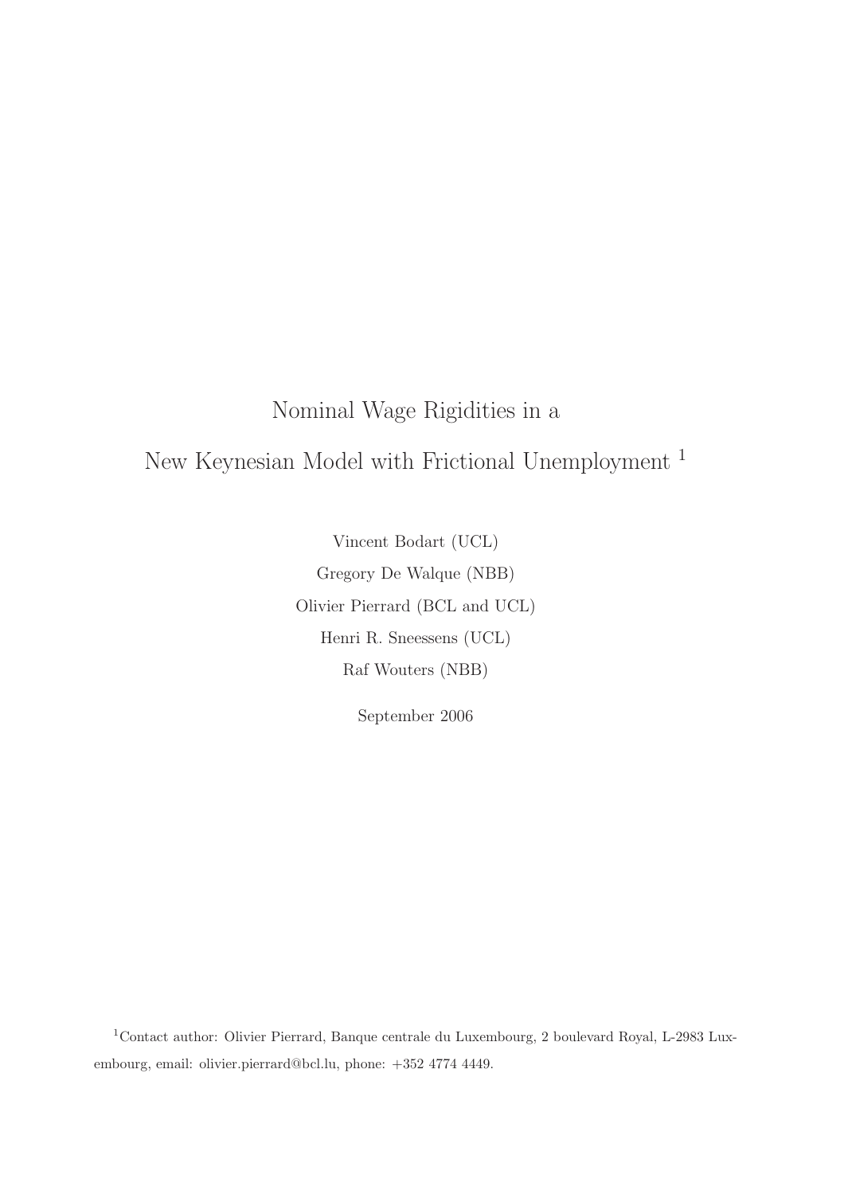# Nominal Wage Rigidities in a New Keynesian Model with Frictional Unemployment [1]

Vincent Bodart (UCL)

Gregory De Walque (NBB)

Olivier Pierrard (BCL and UCL)

Henri R. Sneessens (UCL)

Raf Wouters (NBB)

September 2006

[1] Contact author: Olivier Pierrard, Banque centrale du Luxembourg, 2 boulevard Royal, L-2983 Luxembourg, email: olivier.pierrard@bcl.lu, phone: +352 4774 4449.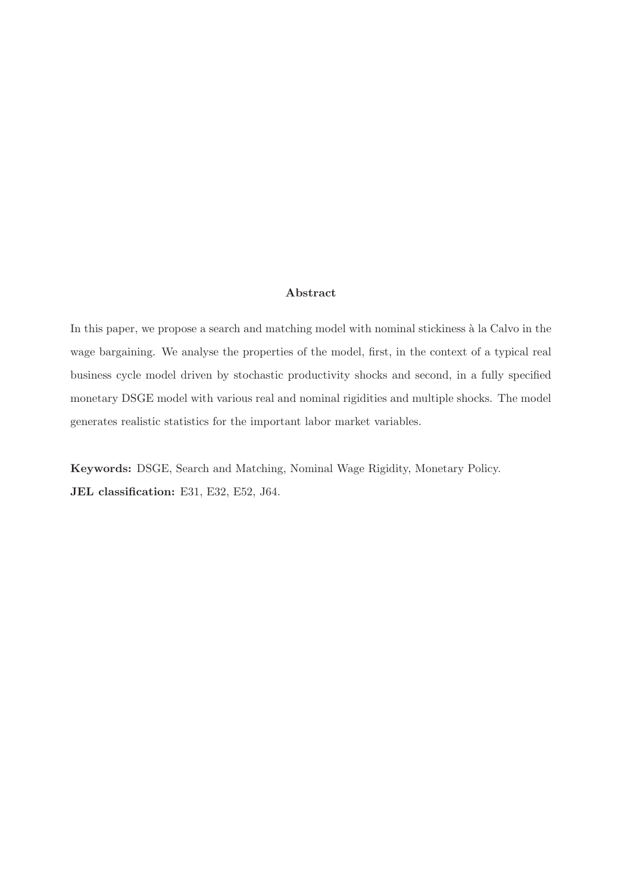## Abstract

In this paper, we propose a search and matching model with nominal stickiness à la Calvo in the wage bargaining. We analyse the properties of the model, first, in the context of a typical real business cycle model driven by stochastic productivity shocks and second, in a fully specified monetary DSGE model with various real and nominal rigidities and multiple shocks. The model generates realistic statistics for the important labor market variables.

**Keywords:** DSGE, Search and Matching, Nominal Wage Rigidity, Monetary Policy.
**JEL classification:** E31, E32, E52, J64.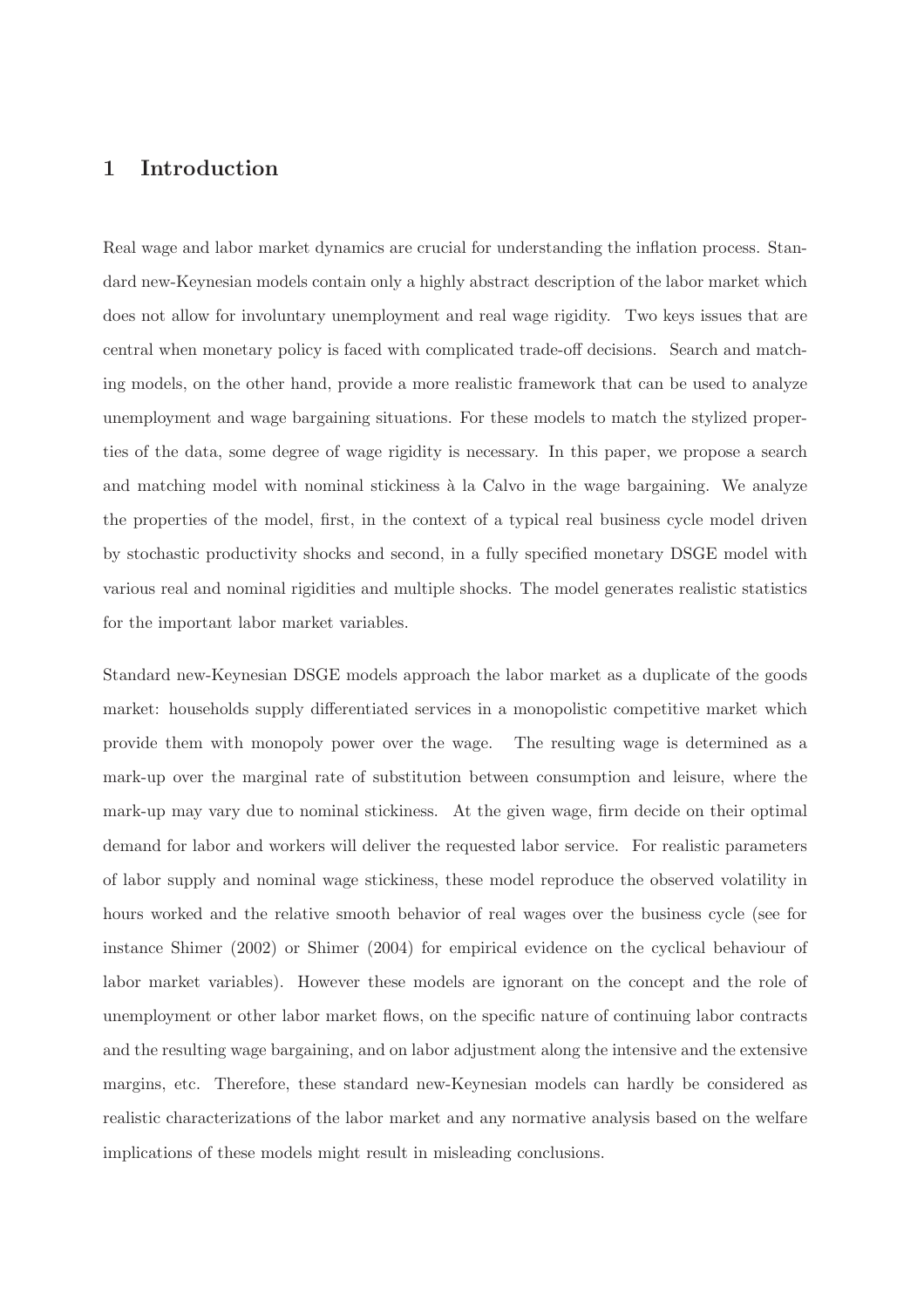# 1 Introduction

Real wage and labor market dynamics are crucial for understanding the inflation process. Standard new-Keynesian models contain only a highly abstract description of the labor market which does not allow for involuntary unemployment and real wage rigidity. Two keys issues that are central when monetary policy is faced with complicated trade-off decisions. Search and matching models, on the other hand, provide a more realistic framework that can be used to analyze unemployment and wage bargaining situations. For these models to match the stylized properties of the data, some degree of wage rigidity is necessary. In this paper, we propose a search and matching model with nominal stickiness à la Calvo in the wage bargaining. We analyze the properties of the model, first, in the context of a typical real business cycle model driven by stochastic productivity shocks and second, in a fully specified monetary DSGE model with various real and nominal rigidities and multiple shocks. The model generates realistic statistics for the important labor market variables.

Standard new-Keynesian DSGE models approach the labor market as a duplicate of the goods market: households supply differentiated services in a monopolistic competitive market which provide them with monopoly power over the wage. The resulting wage is determined as a mark-up over the marginal rate of substitution between consumption and leisure, where the mark-up may vary due to nominal stickiness. At the given wage, firm decide on their optimal demand for labor and workers will deliver the requested labor service. For realistic parameters of labor supply and nominal wage stickiness, these model reproduce the observed volatility in hours worked and the relative smooth behavior of real wages over the business cycle (see for instance Shimer (2002) or Shimer (2004) for empirical evidence on the cyclical behaviour of labor market variables). However these models are ignorant on the concept and the role of unemployment or other labor market flows, on the specific nature of continuing labor contracts and the resulting wage bargaining, and on labor adjustment along the intensive and the extensive margins, etc. Therefore, these standard new-Keynesian models can hardly be considered as realistic characterizations of the labor market and any normative analysis based on the welfare implications of these models might result in misleading conclusions.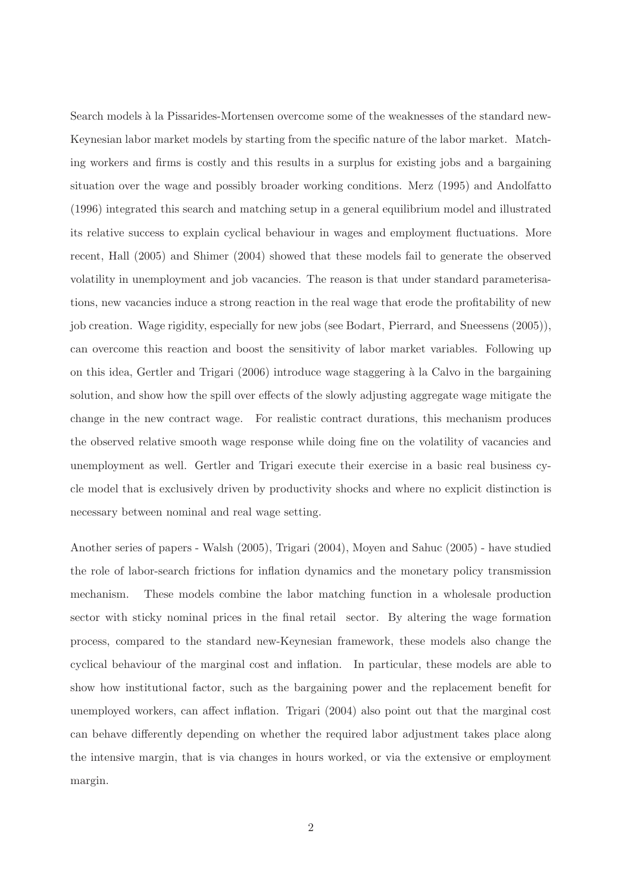Search models à la Pissarides-Mortensen overcome some of the weaknesses of the standard new-Keynesian labor market models by starting from the specific nature of the labor market. Matching workers and firms is costly and this results in a surplus for existing jobs and a bargaining situation over the wage and possibly broader working conditions. Merz (1995) and Andolfatto (1996) integrated this search and matching setup in a general equilibrium model and illustrated its relative success to explain cyclical behaviour in wages and employment fluctuations. More recent, Hall (2005) and Shimer (2004) showed that these models fail to generate the observed volatility in unemployment and job vacancies. The reason is that under standard parameterisations, new vacancies induce a strong reaction in the real wage that erode the profitability of new job creation. Wage rigidity, especially for new jobs (see Bodart, Pierrard, and Sneessens (2005)), can overcome this reaction and boost the sensitivity of labor market variables. Following up on this idea, Gertler and Trigari (2006) introduce wage staggering à la Calvo in the bargaining solution, and show how the spill over effects of the slowly adjusting aggregate wage mitigate the change in the new contract wage. For realistic contract durations, this mechanism produces the observed relative smooth wage response while doing fine on the volatility of vacancies and unemployment as well. Gertler and Trigari execute their exercise in a basic real business cycle model that is exclusively driven by productivity shocks and where no explicit distinction is necessary between nominal and real wage setting.

Another series of papers - Walsh (2005), Trigari (2004), Moyen and Sahuc (2005) - have studied the role of labor-search frictions for inflation dynamics and the monetary policy transmission mechanism. These models combine the labor matching function in a wholesale production sector with sticky nominal prices in the final retail sector. By altering the wage formation process, compared to the standard new-Keynesian framework, these models also change the cyclical behaviour of the marginal cost and inflation. In particular, these models are able to show how institutional factor, such as the bargaining power and the replacement benefit for unemployed workers, can affect inflation. Trigari (2004) also point out that the marginal cost can behave differently depending on whether the required labor adjustment takes place along the intensive margin, that is via changes in hours worked, or via the extensive or employment margin.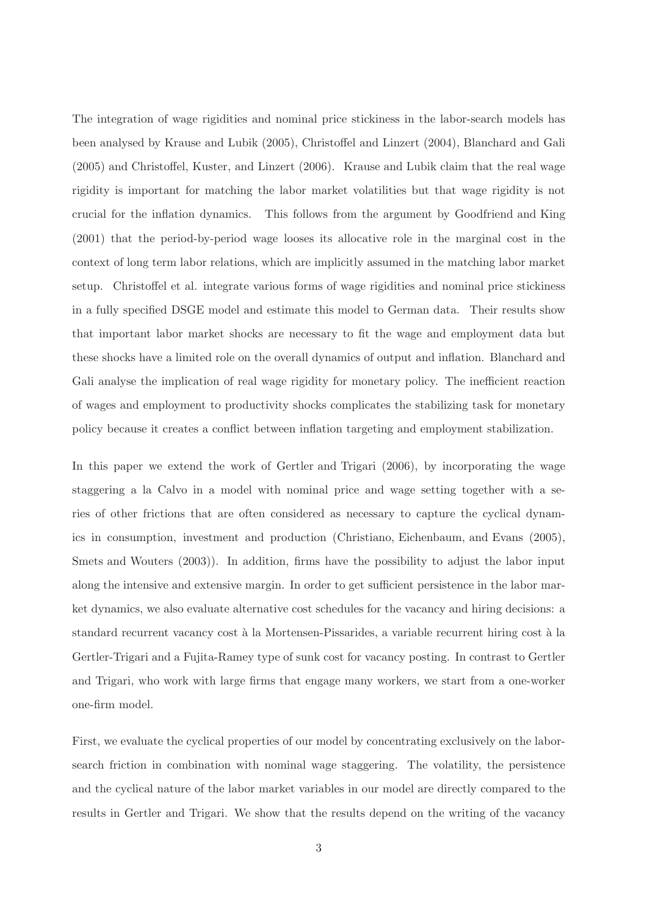The integration of wage rigidities and nominal price stickiness in the labor-search models has been analysed by Krause and Lubik (2005), Christoffel and Linzert (2004), Blanchard and Gali (2005) and Christoffel, Kuster, and Linzert (2006). Krause and Lubik claim that the real wage rigidity is important for matching the labor market volatilities but that wage rigidity is not crucial for the inflation dynamics. This follows from the argument by Goodfriend and King (2001) that the period-by-period wage looses its allocative role in the marginal cost in the context of long term labor relations, which are implicitly assumed in the matching labor market setup. Christoffel et al. integrate various forms of wage rigidities and nominal price stickiness in a fully specified DSGE model and estimate this model to German data. Their results show that important labor market shocks are necessary to fit the wage and employment data but these shocks have a limited role on the overall dynamics of output and inflation. Blanchard and Gali analyse the implication of real wage rigidity for monetary policy. The inefficient reaction of wages and employment to productivity shocks complicates the stabilizing task for monetary policy because it creates a conflict between inflation targeting and employment stabilization.

In this paper we extend the work of Gertler and Trigari (2006), by incorporating the wage staggering a la Calvo in a model with nominal price and wage setting together with a series of other frictions that are often considered as necessary to capture the cyclical dynamics in consumption, investment and production (Christiano, Eichenbaum, and Evans (2005), Smets and Wouters (2003)). In addition, firms have the possibility to adjust the labor input along the intensive and extensive margin. In order to get sufficient persistence in the labor market dynamics, we also evaluate alternative cost schedules for the vacancy and hiring decisions: a standard recurrent vacancy cost à la Mortensen-Pissarides, a variable recurrent hiring cost à la Gertler-Trigari and a Fujita-Ramey type of sunk cost for vacancy posting. In contrast to Gertler and Trigari, who work with large firms that engage many workers, we start from a one-worker one-firm model.

First, we evaluate the cyclical properties of our model by concentrating exclusively on the labor-search friction in combination with nominal wage staggering. The volatility, the persistence and the cyclical nature of the labor market variables in our model are directly compared to the results in Gertler and Trigari. We show that the results depend on the writing of the vacancy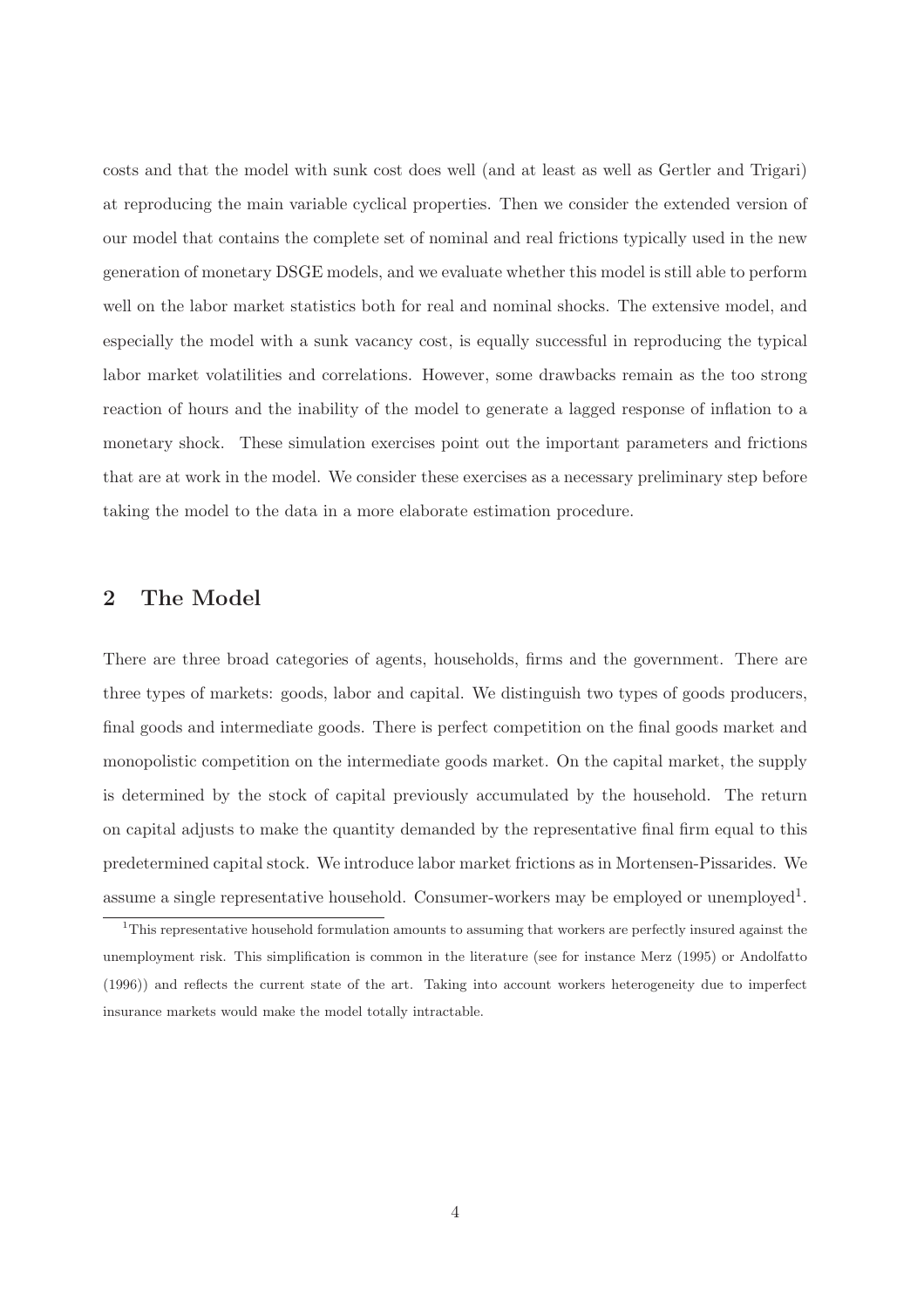costs and that the model with sunk cost does well (and at least as well as Gertler and Trigari) at reproducing the main variable cyclical properties. Then we consider the extended version of our model that contains the complete set of nominal and real frictions typically used in the new generation of monetary DSGE models, and we evaluate whether this model is still able to perform well on the labor market statistics both for real and nominal shocks. The extensive model, and especially the model with a sunk vacancy cost, is equally successful in reproducing the typical labor market volatilities and correlations. However, some drawbacks remain as the too strong reaction of hours and the inability of the model to generate a lagged response of inflation to a monetary shock. These simulation exercises point out the important parameters and frictions that are at work in the model. We consider these exercises as a necessary preliminary step before taking the model to the data in a more elaborate estimation procedure.

## 2 The Model

There are three broad categories of agents, households, firms and the government. There are three types of markets: goods, labor and capital. We distinguish two types of goods producers, final goods and intermediate goods. There is perfect competition on the final goods market and monopolistic competition on the intermediate goods market. On the capital market, the supply is determined by the stock of capital previously accumulated by the household. The return on capital adjusts to make the quantity demanded by the representative final firm equal to this predetermined capital stock. We introduce labor market frictions as in Mortensen-Pissarides. We assume a single representative household. Consumer-workers may be employed or unemployed[1].

[1] This representative household formulation amounts to assuming that workers are perfectly insured against the unemployment risk. This simplification is common in the literature (see for instance Merz (1995) or Andolfatto (1996)) and reflects the current state of the art. Taking into account workers heterogeneity due to imperfect insurance markets would make the model totally intractable.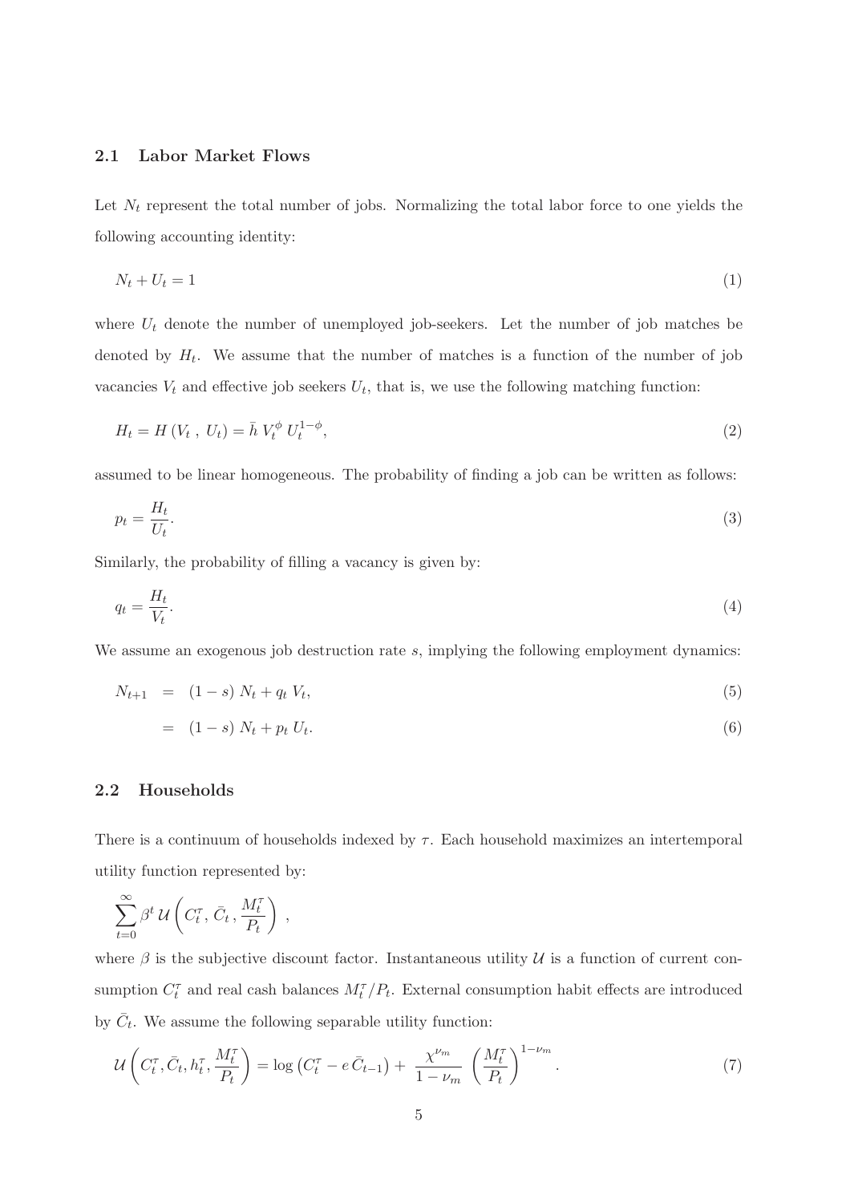### 2.1 Labor Market Flows

Let $N_t$ represent the total number of jobs. Normalizing the total labor force to one yields the following accounting identity:

$$N_t + U_t = 1 \tag{1}$$

where $U_t$ denote the number of unemployed job-seekers. Let the number of job matches be denoted by $H_t$. We assume that the number of matches is a function of the number of job vacancies $V_t$ and effective job seekers $U_t$, that is, we use the following matching function:

$$H_t = H\left(V_t\,,\; U_t\right) = \bar{h}\; V_t^{\phi}\; U_t^{1-\phi}, \tag{2}$$

assumed to be linear homogeneous. The probability of finding a job can be written as follows:

$$p_t = \frac{H_t}{U_t}. \tag{3}$$

Similarly, the probability of filling a vacancy is given by:

$$q_t = \frac{H_t}{V_t}. \tag{4}$$

We assume an exogenous job destruction rate $s$, implying the following employment dynamics:

$$N_{t+1} = (1-s)\; N_t + q_t\; V_t, \tag{5}$$

$$= (1-s)\; N_t + p_t\; U_t. \tag{6}$$

### 2.2 Households

There is a continuum of households indexed by $\tau$. Each household maximizes an intertemporal utility function represented by:

$$\sum_{t=0}^{\infty} \beta^t\, \mathcal{U}\left(C_t^{\tau},\, \bar{C}_t\,,\, \frac{M_t^{\tau}}{P_t}\right)\,,$$

where $\beta$ is the subjective discount factor. Instantaneous utility $\mathcal{U}$ is a function of current consumption $C_t^{\tau}$ and real cash balances $M_t^{\tau}/P_t$. External consumption habit effects are introduced by $\bar{C}_t$. We assume the following separable utility function:

$$\mathcal{U}\left(C_t^{\tau}, \bar{C}_t, h_t^{\tau}, \frac{M_t^{\tau}}{P_t}\right) = \log\left(C_t^{\tau} - e\,\bar{C}_{t-1}\right) + \;\frac{\chi^{\nu_m}}{1-\nu_m}\;\left(\frac{M_t^{\tau}}{P_t}\right)^{1-\nu_m}. \tag{7}$$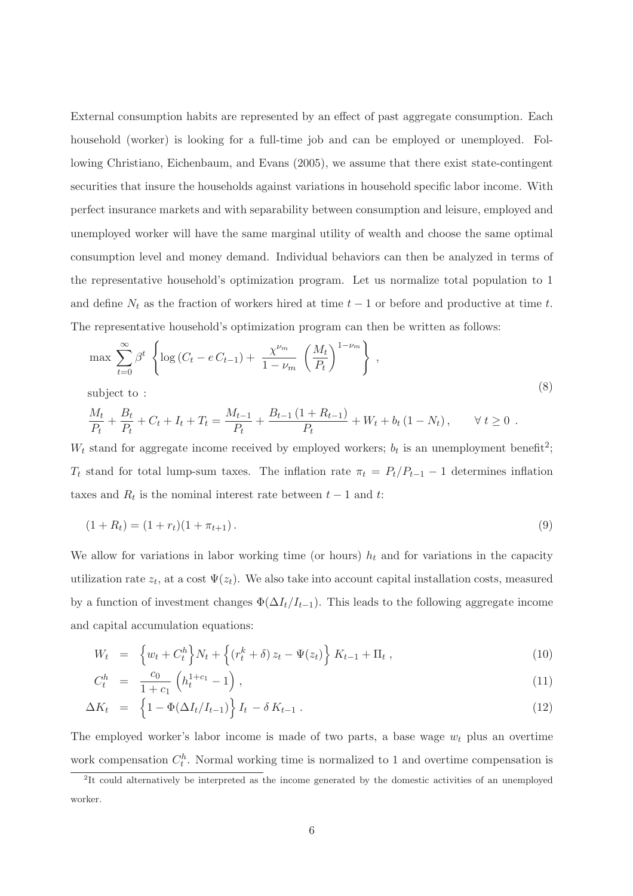External consumption habits are represented by an effect of past aggregate consumption. Each household (worker) is looking for a full-time job and can be employed or unemployed. Following Christiano, Eichenbaum, and Evans (2005), we assume that there exist state-contingent securities that insure the households against variations in household specific labor income. With perfect insurance markets and with separability between consumption and leisure, employed and unemployed worker will have the same marginal utility of wealth and choose the same optimal consumption level and money demand. Individual behaviors can then be analyzed in terms of the representative household's optimization program. Let us normalize total population to 1 and define $N_t$ as the fraction of workers hired at time $t-1$ or before and productive at time $t$. The representative household's optimization program can then be written as follows:

$$
\begin{aligned}
&\max \sum_{t=0}^{\infty} \beta^t \left\{ \log\left(C_t - e\, C_{t-1}\right) + \frac{\chi^{\nu_m}}{1-\nu_m} \left(\frac{M_t}{P_t}\right)^{1-\nu_m} \right\} , \\
&\text{subject to :} \\
&\frac{M_t}{P_t} + \frac{B_t}{P_t} + C_t + I_t + T_t = \frac{M_{t-1}}{P_t} + \frac{B_{t-1}\,(1+R_{t-1})}{P_t} + W_t + b_t\,(1-N_t)\,, \qquad \forall\, t \geq 0 \ .
\end{aligned}
\tag{8}
$$

$W_t$ stand for aggregate income received by employed workers; $b_t$ is an unemployment benefit[2]; $T_t$ stand for total lump-sum taxes. The inflation rate $\pi_t = P_t/P_{t-1} - 1$ determines inflation taxes and $R_t$ is the nominal interest rate between $t-1$ and $t$:

$$
(1+R_t) = (1+r_t)(1+\pi_{t+1})\,. \tag{9}
$$

We allow for variations in labor working time (or hours) $h_t$ and for variations in the capacity utilization rate $z_t$, at a cost $\Psi(z_t)$. We also take into account capital installation costs, measured by a function of investment changes $\Phi(\Delta I_t/I_{t-1})$. This leads to the following aggregate income and capital accumulation equations:

$$
W_t = \left\{ w_t + C_t^h \right\} N_t + \left\{ (r_t^k + \delta)\, z_t - \Psi(z_t) \right\} K_{t-1} + \Pi_t \ , \tag{10}
$$

$$
C_t^h = \frac{c_0}{1+c_1} \left( h_t^{1+c_1} - 1 \right) , \tag{11}
$$

$$
\Delta K_t = \left\{ 1 - \Phi(\Delta I_t/I_{t-1}) \right\} I_t - \delta\, K_{t-1} \ . \tag{12}
$$

The employed worker's labor income is made of two parts, a base wage $w_t$ plus an overtime work compensation $C_t^h$. Normal working time is normalized to 1 and overtime compensation is

[2] It could alternatively be interpreted as the income generated by the domestic activities of an unemployed worker.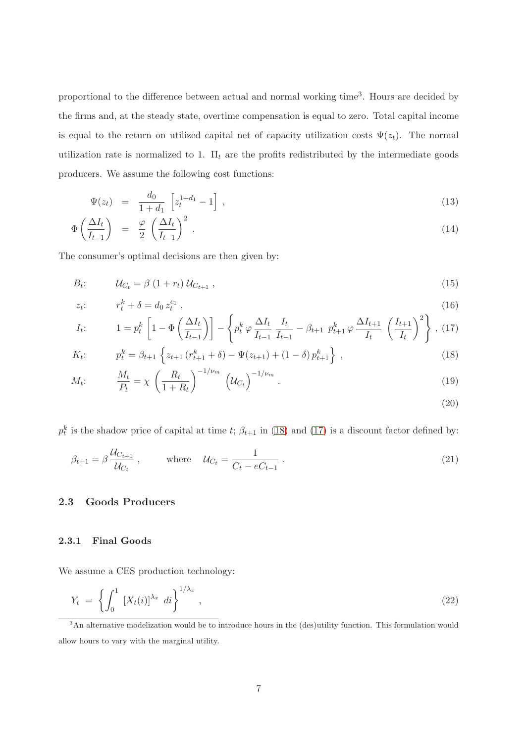proportional to the difference between actual and normal working time[3]. Hours are decided by the firms and, at the steady state, overtime compensation is equal to zero. Total capital income is equal to the return on utilized capital net of capacity utilization costs $\Psi(z_t)$. The normal utilization rate is normalized to 1. $\Pi_t$ are the profits redistributed by the intermediate goods producers. We assume the following cost functions:

$$\Psi(z_t) \;=\; \frac{d_0}{1+d_1}\,\left[z_t^{1+d_1} - 1\right]\,, \tag{13}$$

$$\Phi\left(\frac{\Delta I_t}{I_{t-1}}\right) \;=\; \frac{\varphi}{2}\,\left(\frac{\Delta I_t}{I_{t-1}}\right)^2\,. \tag{14}$$

The consumer's optimal decisions are then given by:

$$B_t: \qquad \mathcal{U}_{C_t} = \beta\,(1+r_t)\,\mathcal{U}_{C_{t+1}}\,, \tag{15}$$

$$z_t: \qquad r_t^k + \delta = d_0\, z_t^{c_1}\,, \tag{16}$$

$$I_t: \qquad 1 = p_t^k\left[1 - \Phi\left(\frac{\Delta I_t}{I_{t-1}}\right)\right] - \left\{p_t^k\,\varphi\,\frac{\Delta I_t}{I_{t-1}}\,\frac{I_t}{I_{t-1}} - \beta_{t+1}\;p_{t+1}^k\,\varphi\,\frac{\Delta I_{t+1}}{I_t}\,\left(\frac{I_{t+1}}{I_t}\right)^2\right\}\,, \tag{17}$$

$$K_t: \qquad p_t^k = \beta_{t+1}\left\{z_{t+1}\,(r_{t+1}^k + \delta) - \Psi(z_{t+1}) + (1-\delta)\,p_{t+1}^k\right\}\,, \tag{18}$$

$$M_t: \qquad \frac{M_t}{P_t} = \chi\,\left(\frac{R_t}{1+R_t}\right)^{-1/\nu_m}\,\left(\mathcal{U}_{C_t}\right)^{-1/\nu_m}\,. \tag{19}$$

$$\tag{20}$$

$p_t^k$ is the shadow price of capital at time $t$; $\beta_{t+1}$ in (18) and (17) is a discount factor defined by:

$$\beta_{t+1} = \beta\,\frac{\mathcal{U}_{C_{t+1}}}{\mathcal{U}_{C_t}}\,, \qquad \text{where} \quad \mathcal{U}_{C_t} = \frac{1}{C_t - eC_{t-1}}\,. \tag{21}$$

### 2.3 Goods Producers

#### 2.3.1 Final Goods

We assume a CES production technology:

$$Y_t \;=\; \left\{\int_0^1\,\left[X_t(i)\right]^{\lambda_x}\;di\right\}^{1/\lambda_x}\,, \tag{22}$$

[3] An alternative modelization would be to introduce hours in the (des)utility function. This formulation would allow hours to vary with the marginal utility.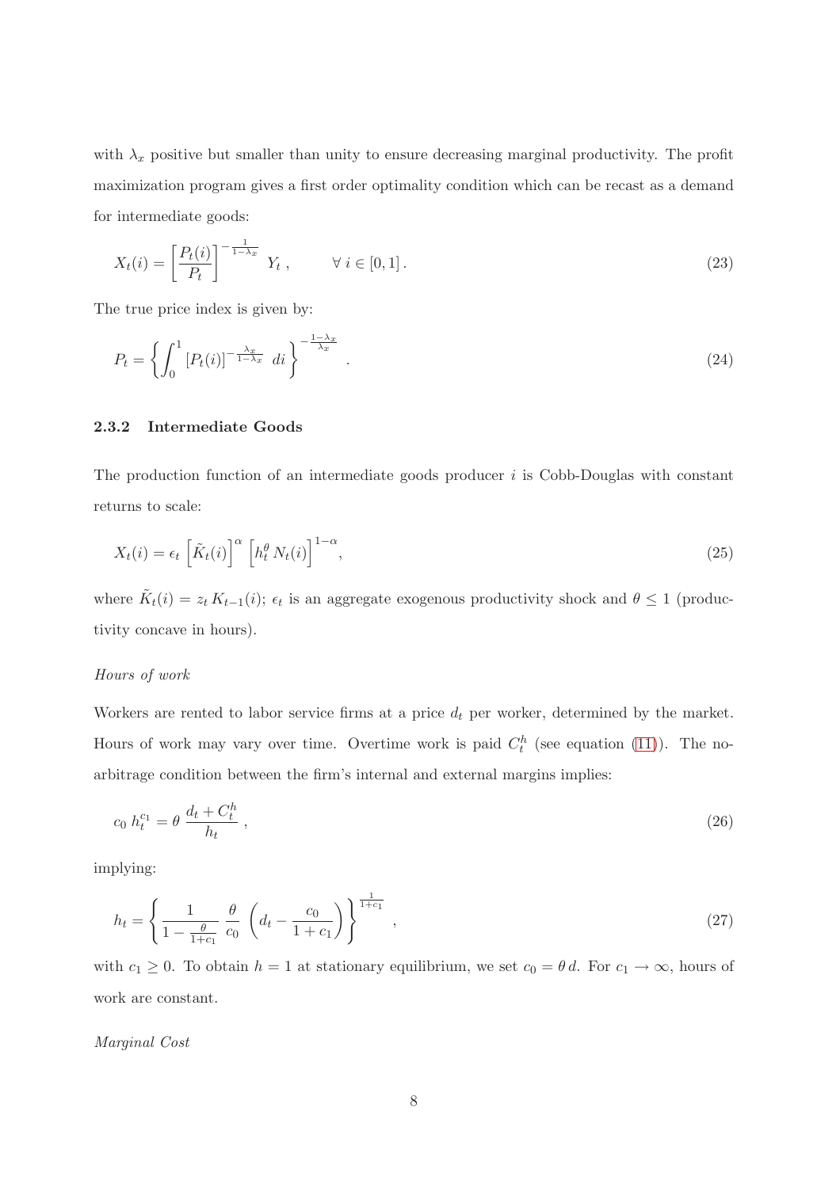with $\lambda_x$ positive but smaller than unity to ensure decreasing marginal productivity. The profit maximization program gives a first order optimality condition which can be recast as a demand for intermediate goods:

$$X_t(i) = \left[\frac{P_t(i)}{P_t}\right]^{-\frac{1}{1-\lambda_x}} Y_t\,, \qquad \forall\, i \in [0,1]\,. \tag{23}$$

The true price index is given by:

$$P_t = \left\{\int_0^1 \left[P_t(i)\right]^{-\frac{\lambda_x}{1-\lambda_x}}\, di\right\}^{-\frac{1-\lambda_x}{\lambda_x}}\,. \tag{24}$$

### 2.3.2 Intermediate Goods

The production function of an intermediate goods producer $i$ is Cobb-Douglas with constant returns to scale:

$$X_t(i) = \epsilon_t \left[\tilde{K}_t(i)\right]^{\alpha} \left[h_t^{\theta}\, N_t(i)\right]^{1-\alpha}, \tag{25}$$

where $\tilde{K}_t(i) = z_t\, K_{t-1}(i)$; $\epsilon_t$ is an aggregate exogenous productivity shock and $\theta \leq 1$ (productivity concave in hours).

*Hours of work*

Workers are rented to labor service firms at a price $d_t$ per worker, determined by the market. Hours of work may vary over time. Overtime work is paid $C_t^h$ (see equation (11)). The no-arbitrage condition between the firm's internal and external margins implies:

$$c_0\, h_t^{c_1} = \theta\, \frac{d_t + C_t^h}{h_t}\,, \tag{26}$$

implying:

$$h_t = \left\{\frac{1}{1-\frac{\theta}{1+c_1}}\, \frac{\theta}{c_0}\, \left(d_t - \frac{c_0}{1+c_1}\right)\right\}^{\frac{1}{1+c_1}}\,, \tag{27}$$

with $c_1 \geq 0$. To obtain $h = 1$ at stationary equilibrium, we set $c_0 = \theta\, d$. For $c_1 \to \infty$, hours of work are constant.

*Marginal Cost*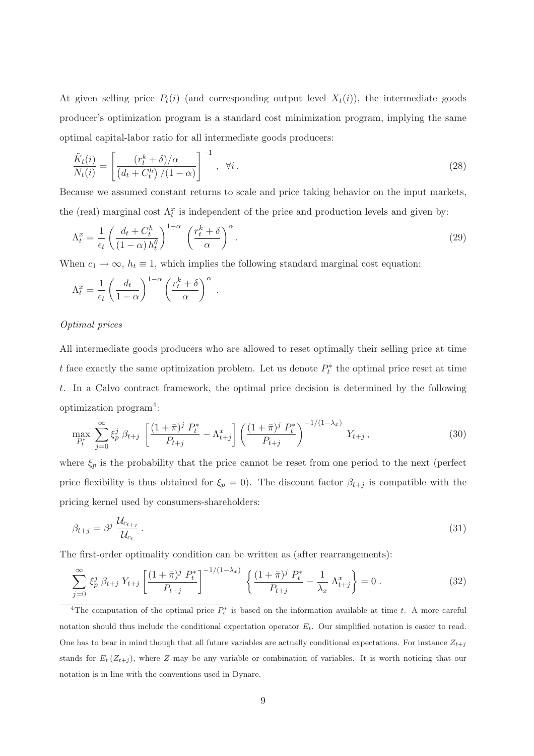At given selling price $P_t(i)$ (and corresponding output level $X_t(i)$), the intermediate goods producer's optimization program is a standard cost minimization program, implying the same optimal capital-labor ratio for all intermediate goods producers:

$$\frac{\tilde{K}_t(i)}{N_t(i)} = \left[ \frac{(r_t^k + \delta)/\alpha}{\left(d_t + C_t^h\right)/(1-\alpha)} \right]^{-1} , \ \ \forall i \, . \tag{28}$$

Because we assumed constant returns to scale and price taking behavior on the input markets, the (real) marginal cost $\Lambda_t^x$ is independent of the price and production levels and given by:

$$\Lambda_t^x = \frac{1}{\epsilon_t} \left( \frac{d_t + C_t^h}{(1-\alpha)\, h_t^\theta} \right)^{1-\alpha} \ \left( \frac{r_t^k + \delta}{\alpha} \right)^{\alpha} . \tag{29}$$

When $c_1 \to \infty$, $h_t \equiv 1$, which implies the following standard marginal cost equation:

$$\Lambda_t^x = \frac{1}{\epsilon_t} \left( \frac{d_t}{1-\alpha} \right)^{1-\alpha} \left( \frac{r_t^k + \delta}{\alpha} \right)^{\alpha} .$$

*Optimal prices*

All intermediate goods producers who are allowed to reset optimally their selling price at time $t$ face exactly the same optimization problem. Let us denote $P_t^*$ the optimal price reset at time $t$. In a Calvo contract framework, the optimal price decision is determined by the following optimization program[4]:

$$\max_{P_t^*} \sum_{j=0}^{\infty} \xi_p^j \, \beta_{t+j} \, \left[ \frac{(1+\bar{\pi})^j \, P_t^*}{P_{t+j}} - \Lambda_{t+j}^x \right] \left( \frac{(1+\bar{\pi})^j \, P_t^*}{P_{t+j}} \right)^{-1/(1-\lambda_x)} \ Y_{t+j} \, , \tag{30}$$

where $\xi_p$ is the probability that the price cannot be reset from one period to the next (perfect price flexibility is thus obtained for $\xi_p = 0$). The discount factor $\beta_{t+j}$ is compatible with the pricing kernel used by consumers-shareholders:

$$\beta_{t+j} = \beta^j \, \frac{\mathcal{U}_{c_{t+j}}}{\mathcal{U}_{c_t}} \, . \tag{31}$$

The first-order optimality condition can be written as (after rearrangements):

$$\sum_{j=0}^{\infty} \xi_p^j \, \beta_{t+j} \, Y_{t+j} \left[ \frac{(1+\bar{\pi})^j \, P_t^*}{P_{t+j}} \right]^{-1/(1-\lambda_x)} \ \left\{ \frac{(1+\bar{\pi})^j \, P_t^*}{P_{t+j}} - \frac{1}{\lambda_x} \, \Lambda_{t+j}^x \right\} = 0 \, . \tag{32}$$

[4] The computation of the optimal price $P_t^*$ is based on the information available at time $t$. A more careful notation should thus include the conditional expectation operator $E_t$. Our simplified notation is easier to read. One has to bear in mind though that all future variables are actually conditional expectations. For instance $Z_{t+j}$ stands for $E_t\left(Z_{t+j}\right)$, where $Z$ may be any variable or combination of variables. It is worth noticing that our notation is in line with the conventions used in Dynare.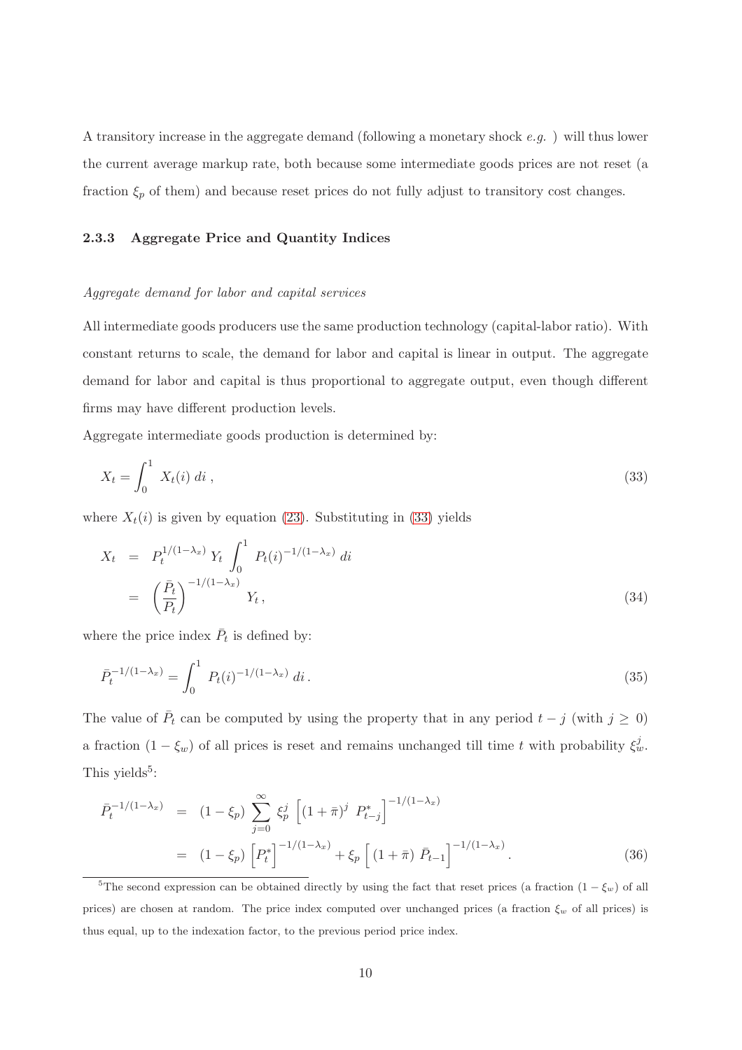A transitory increase in the aggregate demand (following a monetary shock *e.g.* ) will thus lower the current average markup rate, both because some intermediate goods prices are not reset (a fraction $\xi_p$ of them) and because reset prices do not fully adjust to transitory cost changes.

### 2.3.3 Aggregate Price and Quantity Indices

*Aggregate demand for labor and capital services*

All intermediate goods producers use the same production technology (capital-labor ratio). With constant returns to scale, the demand for labor and capital is linear in output. The aggregate demand for labor and capital is thus proportional to aggregate output, even though different firms may have different production levels.

Aggregate intermediate goods production is determined by:

$$X_t = \int_0^1 X_t(i)\, di \,, \tag{33}$$

where $X_t(i)$ is given by equation (23). Substituting in (33) yields

$$\begin{aligned} X_t &= P_t^{1/(1-\lambda_x)}\, Y_t \int_0^1 P_t(i)^{-1/(1-\lambda_x)}\, di \\ &= \left(\frac{\bar{P}_t}{P_t}\right)^{-1/(1-\lambda_x)} Y_t \,, \end{aligned} \tag{34}$$

where the price index $\bar{P}_t$ is defined by:

$$\bar{P}_t^{-1/(1-\lambda_x)} = \int_0^1 P_t(i)^{-1/(1-\lambda_x)}\, di \,. \tag{35}$$

The value of $\bar{P}_t$ can be computed by using the property that in any period $t-j$ (with $j \geq 0$) a fraction $(1-\xi_w)$ of all prices is reset and remains unchanged till time $t$ with probability $\xi_w^j$. This yields[5]:

$$\begin{aligned} \bar{P}_t^{-1/(1-\lambda_x)} &= (1-\xi_p) \sum_{j=0}^{\infty} \xi_p^j \left[(1+\bar{\pi})^j \; P_{t-j}^*\right]^{-1/(1-\lambda_x)} \\ &= (1-\xi_p) \left[P_t^*\right]^{-1/(1-\lambda_x)} + \xi_p \left[\,(1+\bar{\pi})\; \bar{P}_{t-1}\right]^{-1/(1-\lambda_x)} . \end{aligned} \tag{36}$$

[5] The second expression can be obtained directly by using the fact that reset prices (a fraction $(1-\xi_w)$ of all prices) are chosen at random. The price index computed over unchanged prices (a fraction $\xi_w$ of all prices) is thus equal, up to the indexation factor, to the previous period price index.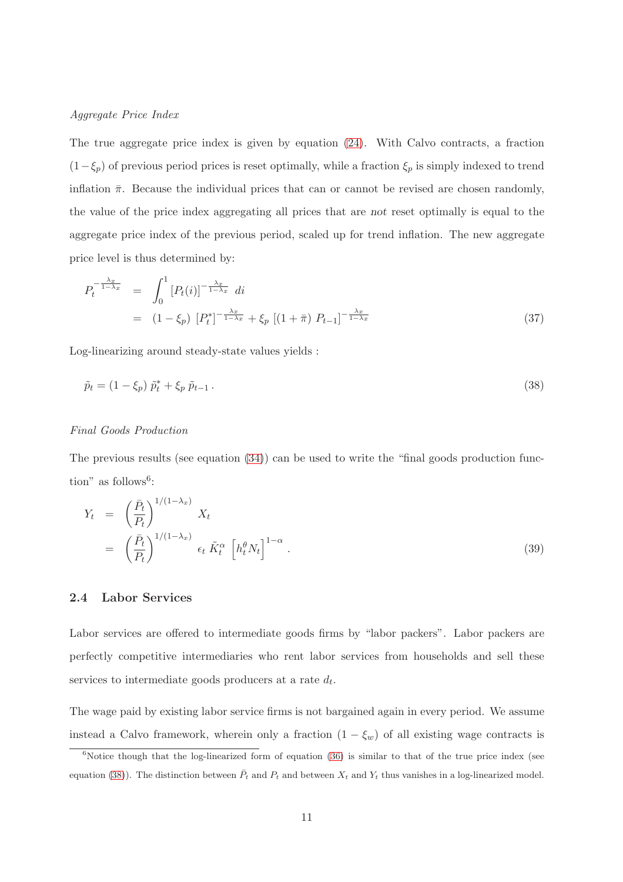*Aggregate Price Index*

The true aggregate price index is given by equation (24). With Calvo contracts, a fraction $(1-\xi_p)$ of previous period prices is reset optimally, while a fraction $\xi_p$ is simply indexed to trend inflation $\bar{\pi}$. Because the individual prices that can or cannot be revised are chosen randomly, the value of the price index aggregating all prices that are *not* reset optimally is equal to the aggregate price index of the previous period, scaled up for trend inflation. The new aggregate price level is thus determined by:

$$
\begin{aligned}
P_t^{-\frac{\lambda_x}{1-\lambda_x}} &= \int_0^1 [P_t(i)]^{-\frac{\lambda_x}{1-\lambda_x}} \ di \\
&= (1-\xi_p) \ [P_t^*]^{-\frac{\lambda_x}{1-\lambda_x}} + \xi_p \ [(1+\bar{\pi}) \ P_{t-1}]^{-\frac{\lambda_x}{1-\lambda_x}}
\end{aligned}
\tag{37}
$$

Log-linearizing around steady-state values yields :

$$
\tilde{p}_t = (1-\xi_p) \ \tilde{p}_t^* + \xi_p \ \tilde{p}_{t-1} \, . \tag{38}
$$

*Final Goods Production*

The previous results (see equation (34)) can be used to write the "final goods production function" as follows[6]:

$$
\begin{aligned}
Y_t &= \left(\frac{\bar{P}_t}{P_t}\right)^{1/(1-\lambda_x)} X_t \\
&= \left(\frac{\bar{P}_t}{P_t}\right)^{1/(1-\lambda_x)} \epsilon_t \ \tilde{K}_t^{\alpha} \ \left[h_t^{\theta} N_t\right]^{1-\alpha} .
\end{aligned}
\tag{39}
$$

## 2.4 Labor Services

Labor services are offered to intermediate goods firms by "labor packers". Labor packers are perfectly competitive intermediaries who rent labor services from households and sell these services to intermediate goods producers at a rate $d_t$.

The wage paid by existing labor service firms is not bargained again in every period. We assume instead a Calvo framework, wherein only a fraction $(1-\xi_w)$ of all existing wage contracts is

[6] Notice though that the log-linearized form of equation (36) is similar to that of the true price index (see equation (38)). The distinction between $\bar{P}_t$ and $P_t$ and between $X_t$ and $Y_t$ thus vanishes in a log-linearized model.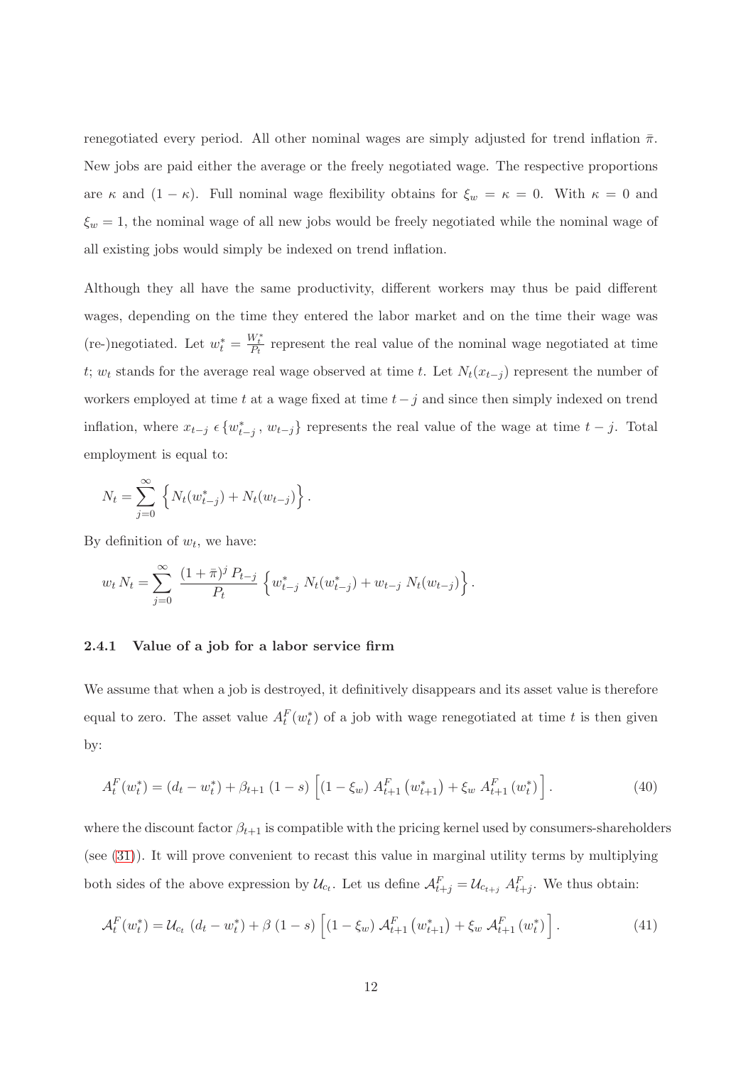renegotiated every period. All other nominal wages are simply adjusted for trend inflation $\bar{\pi}$. New jobs are paid either the average or the freely negotiated wage. The respective proportions are $\kappa$ and $(1-\kappa)$. Full nominal wage flexibility obtains for $\xi_w = \kappa = 0$. With $\kappa = 0$ and $\xi_w = 1$, the nominal wage of all new jobs would be freely negotiated while the nominal wage of all existing jobs would simply be indexed on trend inflation.

Although they all have the same productivity, different workers may thus be paid different wages, depending on the time they entered the labor market and on the time their wage was (re-)negotiated. Let $w_t^* = \frac{W_t^*}{P_t}$ represent the real value of the nominal wage negotiated at time $t$; $w_t$ stands for the average real wage observed at time $t$. Let $N_t(x_{t-j})$ represent the number of workers employed at time $t$ at a wage fixed at time $t-j$ and since then simply indexed on trend inflation, where $x_{t-j} \,\epsilon \,\{w_{t-j}^*\,,\, w_{t-j}\}$ represents the real value of the wage at time $t-j$. Total employment is equal to:

$$N_t = \sum_{j=0}^{\infty} \left\{ N_t(w_{t-j}^*) + N_t(w_{t-j}) \right\}.$$

By definition of $w_t$, we have:

$$w_t\, N_t = \sum_{j=0}^{\infty} \frac{(1+\bar{\pi})^j\, P_{t-j}}{P_t} \left\{ w_{t-j}^*\; N_t(w_{t-j}^*) + w_{t-j}\; N_t(w_{t-j}) \right\}.$$

### 2.4.1 Value of a job for a labor service firm

We assume that when a job is destroyed, it definitively disappears and its asset value is therefore equal to zero. The asset value $A_t^F(w_t^*)$ of a job with wage renegotiated at time $t$ is then given by:

$$A_t^F(w_t^*) = (d_t - w_t^*) + \beta_{t+1}\,(1-s) \left[ (1-\xi_w)\; A_{t+1}^F\left(w_{t+1}^*\right) + \xi_w\; A_{t+1}^F\left(w_t^*\right) \right]. \tag{40}$$

where the discount factor $\beta_{t+1}$ is compatible with the pricing kernel used by consumers-shareholders (see (31)). It will prove convenient to recast this value in marginal utility terms by multiplying both sides of the above expression by $\mathcal{U}_{c_t}$. Let us define $\mathcal{A}_{t+j}^F = \mathcal{U}_{c_{t+j}}\; A_{t+j}^F$. We thus obtain:

$$\mathcal{A}_t^F(w_t^*) = \mathcal{U}_{c_t}\;(d_t - w_t^*) + \beta\,(1-s) \left[ (1-\xi_w)\; \mathcal{A}_{t+1}^F\left(w_{t+1}^*\right) + \xi_w\; \mathcal{A}_{t+1}^F\left(w_t^*\right) \right]. \tag{41}$$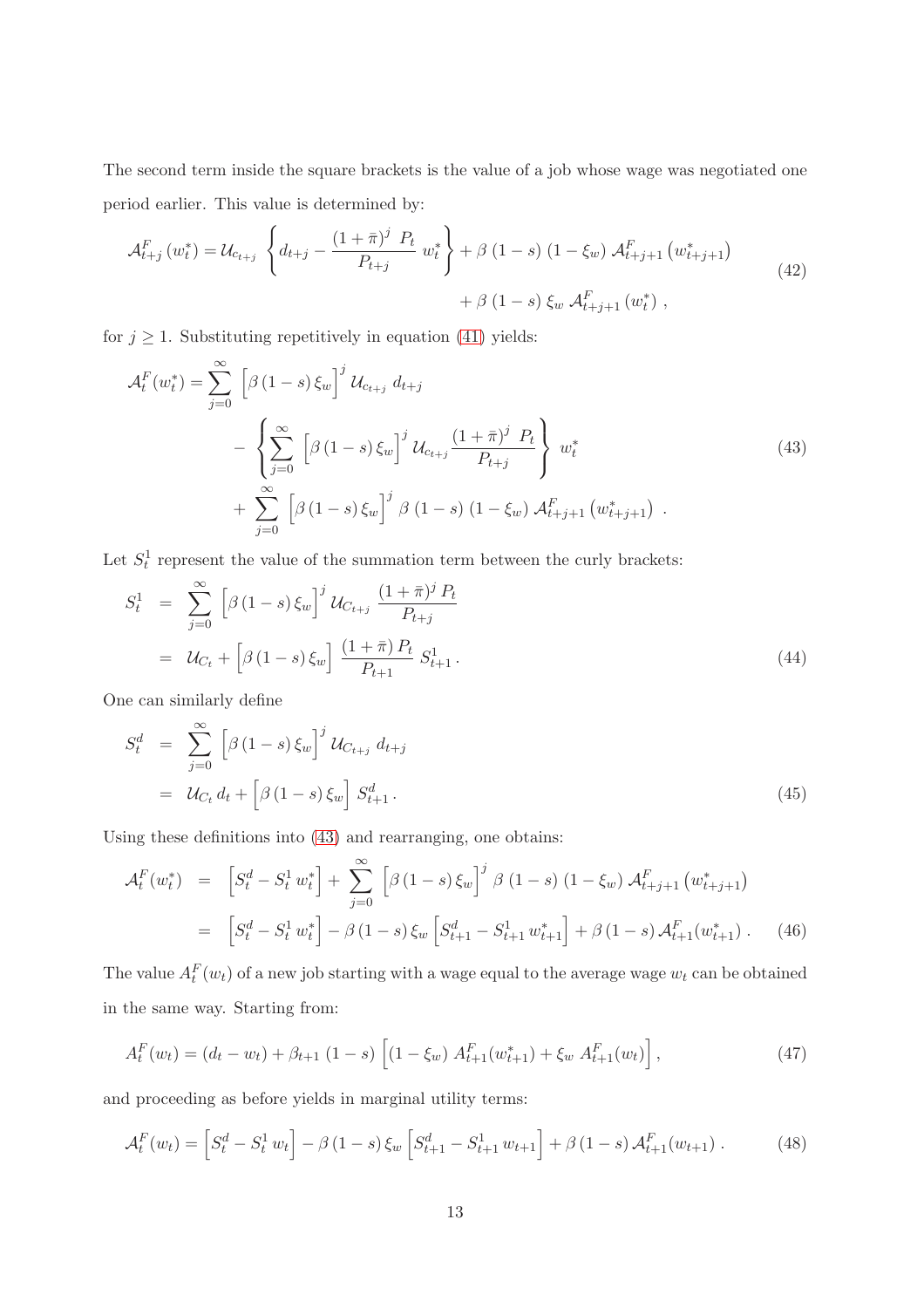The second term inside the square brackets is the value of a job whose wage was negotiated one period earlier. This value is determined by:

$$
\begin{aligned}
\mathcal{A}^F_{t+j}\left(w^*_t\right) = \mathcal{U}_{c_{t+j}} \left\{ d_{t+j} - \frac{(1+\bar{\pi})^j \ P_t}{P_{t+j}} \ w^*_t \right\} &+ \beta \ (1-s) \ (1-\xi_w) \ \mathcal{A}^F_{t+j+1}\left(w^*_{t+j+1}\right) \\
&+ \beta \ (1-s) \ \xi_w \ \mathcal{A}^F_{t+j+1}\left(w^*_t\right) ,
\end{aligned}
\tag{42}
$$

for $j \geq 1$. Substituting repetitively in equation (41) yields:

$$
\begin{aligned}
\mathcal{A}^F_t(w^*_t) = &\sum_{j=0}^{\infty} \Big[\beta\,(1-s)\,\xi_w\Big]^j \ \mathcal{U}_{c_{t+j}} \ d_{t+j} \\
&- \left\{ \sum_{j=0}^{\infty} \Big[\beta\,(1-s)\,\xi_w\Big]^j \ \mathcal{U}_{c_{t+j}} \frac{(1+\bar{\pi})^j \ P_t}{P_{t+j}} \right\} \ w^*_t \\
&+ \sum_{j=0}^{\infty} \Big[\beta\,(1-s)\,\xi_w\Big]^j \ \beta \ (1-s) \ (1-\xi_w) \ \mathcal{A}^F_{t+j+1}\left(w^*_{t+j+1}\right) \ .
\end{aligned}
\tag{43}
$$

Let $S^1_t$ represent the value of the summation term between the curly brackets:

$$
\begin{aligned}
S^1_t &= \sum_{j=0}^{\infty} \Big[\beta\,(1-s)\,\xi_w\Big]^j \ \mathcal{U}_{C_{t+j}} \ \frac{(1+\bar{\pi})^j \, P_t}{P_{t+j}} \\
&= \mathcal{U}_{C_t} + \Big[\beta\,(1-s)\,\xi_w\Big] \ \frac{(1+\bar{\pi})\,P_t}{P_{t+1}} \ S^1_{t+1} \, .
\end{aligned}
\tag{44}
$$

One can similarly define

$$
\begin{aligned}
S^d_t &= \sum_{j=0}^{\infty} \Big[\beta\,(1-s)\,\xi_w\Big]^j \ \mathcal{U}_{C_{t+j}} \ d_{t+j} \\
&= \mathcal{U}_{C_t} \, d_t + \Big[\beta\,(1-s)\,\xi_w\Big] \ S^d_{t+1} \, .
\end{aligned}
\tag{45}
$$

Using these definitions into (43) and rearranging, one obtains:

$$
\begin{aligned}
\mathcal{A}^F_t(w^*_t) &= \Big[S^d_t - S^1_t \, w^*_t\Big] + \sum_{j=0}^{\infty} \Big[\beta\,(1-s)\,\xi_w\Big]^j \ \beta \ (1-s) \ (1-\xi_w) \ \mathcal{A}^F_{t+j+1}\left(w^*_{t+j+1}\right) \\
&= \Big[S^d_t - S^1_t \, w^*_t\Big] - \beta\,(1-s)\,\xi_w \Big[S^d_{t+1} - S^1_{t+1} \, w^*_{t+1}\Big] + \beta\,(1-s)\,\mathcal{A}^F_{t+1}(w^*_{t+1}) \, .
\end{aligned}
\tag{46}
$$

The value $A^F_t(w_t)$ of a new job starting with a wage equal to the average wage $w_t$ can be obtained in the same way. Starting from:

$$
A^F_t(w_t) = (d_t - w_t) + \beta_{t+1} \ (1-s) \ \Big[(1-\xi_w) \ A^F_{t+1}(w^*_{t+1}) + \xi_w \ A^F_{t+1}(w_t)\Big], \tag{47}
$$

and proceeding as before yields in marginal utility terms:

$$
\mathcal{A}^F_t(w_t) = \Big[S^d_t - S^1_t \, w_t\Big] - \beta\,(1-s)\,\xi_w \Big[S^d_{t+1} - S^1_{t+1} \, w_{t+1}\Big] + \beta\,(1-s)\,\mathcal{A}^F_{t+1}(w_{t+1}) \, . \tag{48}
$$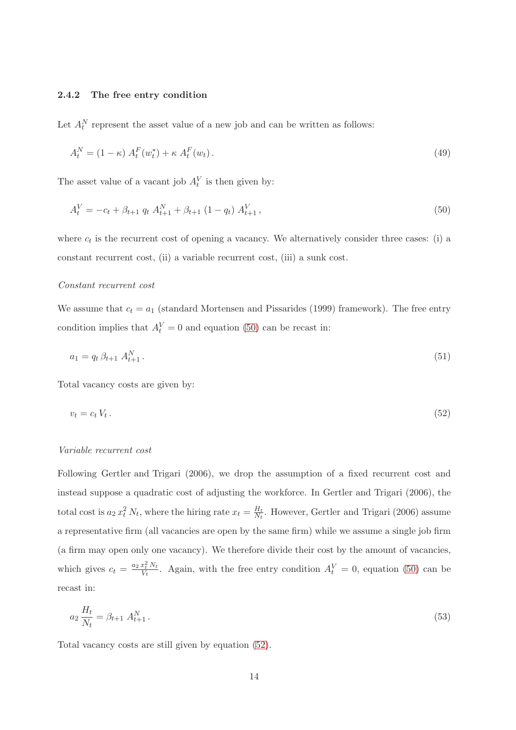### 2.4.2 The free entry condition

Let $A_t^N$ represent the asset value of a new job and can be written as follows:

$$A_t^N = (1-\kappa)\, A_t^F(w_t^*) + \kappa\, A_t^F(w_t)\,. \tag{49}$$

The asset value of a vacant job $A_t^V$ is then given by:

$$A_t^V = -c_t + \beta_{t+1}\, q_t\, A_{t+1}^N + \beta_{t+1}\,(1-q_t)\, A_{t+1}^V\,, \tag{50}$$

where $c_t$ is the recurrent cost of opening a vacancy. We alternatively consider three cases: (i) a constant recurrent cost, (ii) a variable recurrent cost, (iii) a sunk cost.

*Constant recurrent cost*

We assume that $c_t = a_1$ (standard Mortensen and Pissarides (1999) framework). The free entry condition implies that $A_t^V = 0$ and equation (50) can be recast in:

$$a_1 = q_t\, \beta_{t+1}\, A_{t+1}^N\,. \tag{51}$$

Total vacancy costs are given by:

$$v_t = c_t\, V_t\,. \tag{52}$$

*Variable recurrent cost*

Following Gertler and Trigari (2006), we drop the assumption of a fixed recurrent cost and instead suppose a quadratic cost of adjusting the workforce. In Gertler and Trigari (2006), the total cost is $a_2\, x_t^2\, N_t$, where the hiring rate $x_t = \frac{H_t}{N_t}$. However, Gertler and Trigari (2006) assume a representative firm (all vacancies are open by the same firm) while we assume a single job firm (a firm may open only one vacancy). We therefore divide their cost by the amount of vacancies, which gives $c_t = \frac{a_2\, x_t^2\, N_t}{V_t}$. Again, with the free entry condition $A_t^V = 0$, equation (50) can be recast in:

$$a_2\, \frac{H_t}{N_t} = \beta_{t+1}\, A_{t+1}^N\,. \tag{53}$$

Total vacancy costs are still given by equation (52).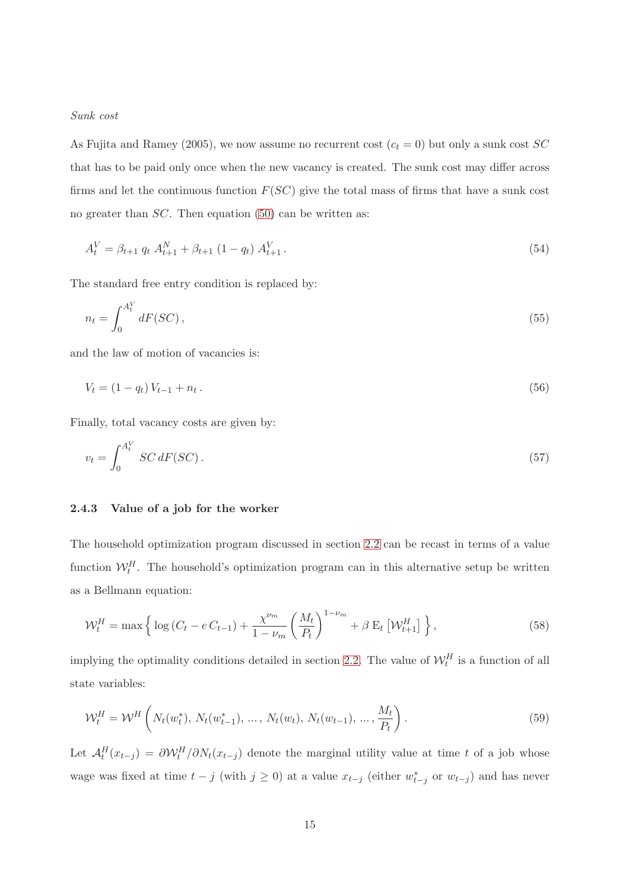*Sunk cost*

As Fujita and Ramey (2005), we now assume no recurrent cost ($c_t = 0$) but only a sunk cost $SC$ that has to be paid only once when the new vacancy is created. The sunk cost may differ across firms and let the continuous function $F(SC)$ give the total mass of firms that have a sunk cost no greater than $SC$. Then equation (50) can be written as:

$$A_t^V = \beta_{t+1}\, q_t\, A_{t+1}^N + \beta_{t+1}\,(1 - q_t)\, A_{t+1}^V\,. \tag{54}$$

The standard free entry condition is replaced by:

$$n_t = \int_0^{A_t^V} dF(SC)\,, \tag{55}$$

and the law of motion of vacancies is:

$$V_t = (1 - q_t)\, V_{t-1} + n_t\,. \tag{56}$$

Finally, total vacancy costs are given by:

$$v_t = \int_0^{A_t^V} SC\, dF(SC)\,. \tag{57}$$

### 2.4.3 Value of a job for the worker

The household optimization program discussed in section 2.2 can be recast in terms of a value function $\mathcal{W}_t^H$. The household's optimization program can in this alternative setup be written as a Bellmann equation:

$$\mathcal{W}_t^H = \max\Big\{ \log\left(C_t - e\, C_{t-1}\right) + \frac{\chi^{\nu_m}}{1-\nu_m}\left(\frac{M_t}{P_t}\right)^{1-\nu_m} + \beta\, \mathrm{E}_t\left[\mathcal{W}_{t+1}^H\right] \Big\}\,, \tag{58}$$

implying the optimality conditions detailed in section 2.2. The value of $\mathcal{W}_t^H$ is a function of all state variables:

$$\mathcal{W}_t^H = \mathcal{W}^H\left(N_t(w_t^*),\, N_t(w_{t-1}^*),\, \ldots,\, N_t(w_t),\, N_t(w_{t-1}),\, \ldots,\, \frac{M_t}{P_t}\right). \tag{59}$$

Let $\mathcal{A}_t^H(x_{t-j}) = \partial \mathcal{W}_t^H / \partial N_t(x_{t-j})$ denote the marginal utility value at time $t$ of a job whose wage was fixed at time $t-j$ (with $j \geq 0$) at a value $x_{t-j}$ (either $w_{t-j}^*$ or $w_{t-j}$) and has never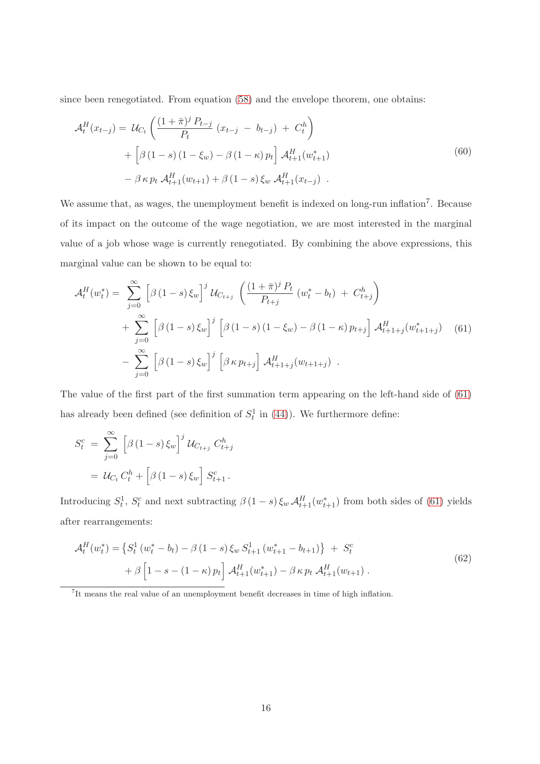since been renegotiated. From equation (58) and the envelope theorem, one obtains:

$$
\begin{aligned}
\mathcal{A}_t^H(x_{t-j}) =\; & \mathcal{U}_{C_t}\left(\frac{(1+\bar{\pi})^j\, P_{t-j}}{P_t}\,(x_{t-j} \;-\; b_{t-j}) \;+\; C_t^h\right) \\
& + \Big[\beta\,(1-s)\,(1-\xi_w) - \beta\,(1-\kappa)\,p_t\Big]\,\mathcal{A}_{t+1}^H(w_{t+1}^*) \\
& - \beta\,\kappa\,p_t\,\mathcal{A}_{t+1}^H(w_{t+1}) + \beta\,(1-s)\,\xi_w\,\mathcal{A}_{t+1}^H(x_{t-j}) \;\; .
\end{aligned}
\tag{60}
$$

We assume that, as wages, the unemployment benefit is indexed on long-run inflation[7]. Because of its impact on the outcome of the wage negotiation, we are most interested in the marginal value of a job whose wage is currently renegotiated. By combining the above expressions, this marginal value can be shown to be equal to:

$$
\begin{aligned}
\mathcal{A}_t^H(w_t^*) =\; & \sum_{j=0}^{\infty}\Big[\beta\,(1-s)\,\xi_w\Big]^j\,\mathcal{U}_{C_{t+j}}\left(\frac{(1+\bar{\pi})^j\, P_t}{P_{t+j}}\,(w_t^* - b_t) \;+\; C_{t+j}^h\right) \\
& + \sum_{j=0}^{\infty}\Big[\beta\,(1-s)\,\xi_w\Big]^j\Big[\beta\,(1-s)\,(1-\xi_w) - \beta\,(1-\kappa)\,p_{t+j}\Big]\,\mathcal{A}_{t+1+j}^H(w_{t+1+j}^*) \\
& - \sum_{j=0}^{\infty}\Big[\beta\,(1-s)\,\xi_w\Big]^j\Big[\beta\,\kappa\,p_{t+j}\Big]\,\mathcal{A}_{t+1+j}^H(w_{t+1+j}) \;\; .
\end{aligned}
\tag{61}
$$

The value of the first part of the first summation term appearing on the left-hand side of (61) has already been defined (see definition of $S_t^1$ in (44)). We furthermore define:

$$
\begin{aligned}
S_t^c \;&=\; \sum_{j=0}^{\infty}\Big[\beta\,(1-s)\,\xi_w\Big]^j\,\mathcal{U}_{C_{t+j}}\,C_{t+j}^h \\
&=\; \mathcal{U}_{C_t}\,C_t^h + \Big[\beta\,(1-s)\,\xi_w\Big]\,S_{t+1}^c\,.
\end{aligned}
$$

Introducing $S_t^1$, $S_t^c$ and next subtracting $\beta\,(1-s)\,\xi_w\,\mathcal{A}_{t+1}^H(w_{t+1}^*)$ from both sides of (61) yields after rearrangements:

$$
\begin{aligned}
\mathcal{A}_t^H(w_t^*) =\; & \big\{S_t^1\,(w_t^* - b_t) - \beta\,(1-s)\,\xi_w\,S_{t+1}^1\,(w_{t+1}^* - b_{t+1})\big\} \;+\; S_t^c \\
& + \beta\Big[1 - s - (1-\kappa)\,p_t\Big]\,\mathcal{A}_{t+1}^H(w_{t+1}^*) - \beta\,\kappa\,p_t\,\mathcal{A}_{t+1}^H(w_{t+1})\,.
\end{aligned}
\tag{62}
$$

[7] It means the real value of an unemployment benefit decreases in time of high inflation.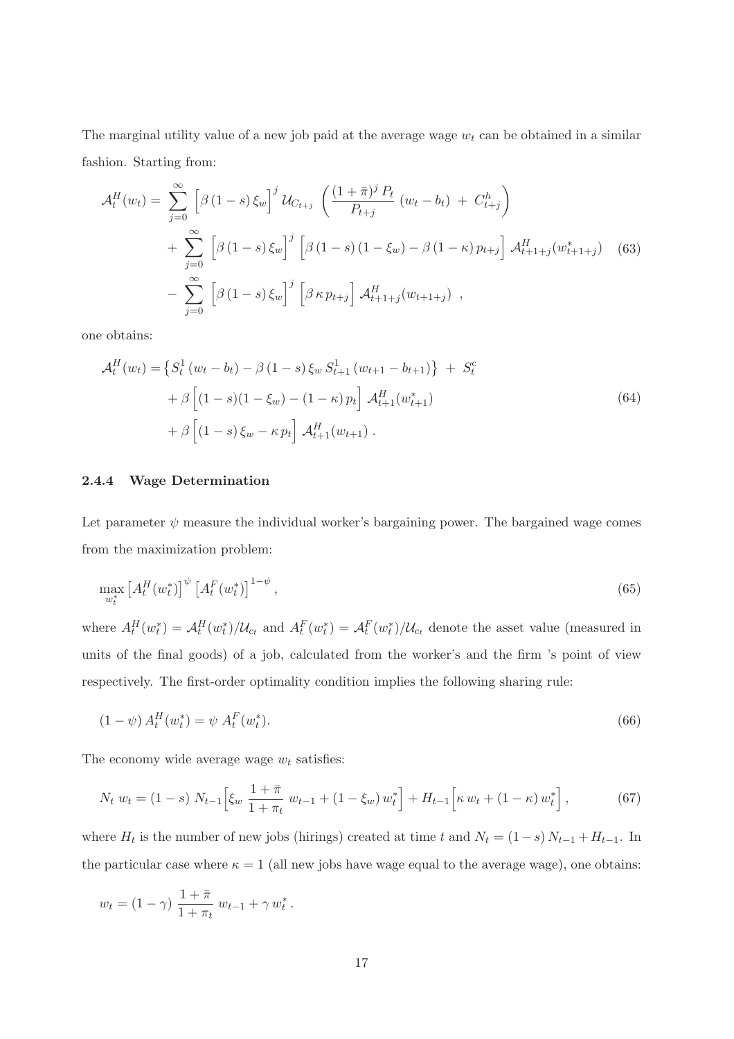The marginal utility value of a new job paid at the average wage $w_t$ can be obtained in a similar fashion. Starting from:

$$
\begin{aligned}
\mathcal{A}_t^H(w_t) = & \sum_{j=0}^{\infty} \Big[\beta\,(1-s)\,\xi_w\Big]^j\, \mathcal{U}_{C_{t+j}} \left( \frac{(1+\bar{\pi})^j\, P_t}{P_{t+j}}\,(w_t - b_t) \;+\; C_{t+j}^h \right) \\
& + \sum_{j=0}^{\infty} \Big[\beta\,(1-s)\,\xi_w\Big]^j \Big[\beta\,(1-s)\,(1-\xi_w) - \beta\,(1-\kappa)\,p_{t+j}\Big]\, \mathcal{A}_{t+1+j}^H(w_{t+1+j}^*) \\
& - \sum_{j=0}^{\infty} \Big[\beta\,(1-s)\,\xi_w\Big]^j \Big[\beta\,\kappa\,p_{t+j}\Big]\, \mathcal{A}_{t+1+j}^H(w_{t+1+j}) \;,
\end{aligned}
\tag{63}
$$

one obtains:

$$
\begin{aligned}
\mathcal{A}_t^H(w_t) = & \left\{ S_t^1\,(w_t - b_t) - \beta\,(1-s)\,\xi_w\, S_{t+1}^1\,(w_{t+1} - b_{t+1}) \right\} \;+\; S_t^c \\
& + \beta \Big[(1-s)(1-\xi_w) - (1-\kappa)\,p_t\Big]\, \mathcal{A}_{t+1}^H(w_{t+1}^*) \\
& + \beta \Big[(1-s)\,\xi_w - \kappa\,p_t\Big]\, \mathcal{A}_{t+1}^H(w_{t+1}) \,.
\end{aligned}
\tag{64}
$$

### 2.4.4 Wage Determination

Let parameter $\psi$ measure the individual worker's bargaining power. The bargained wage comes from the maximization problem:

$$
\max_{w_t^*} \left[A_t^H(w_t^*)\right]^{\psi} \left[A_t^F(w_t^*)\right]^{1-\psi},
\tag{65}
$$

where $A_t^H(w_t^*) = \mathcal{A}_t^H(w_t^*)/\mathcal{U}_{c_t}$ and $A_t^F(w_t^*) = \mathcal{A}_t^F(w_t^*)/\mathcal{U}_{c_t}$ denote the asset value (measured in units of the final goods) of a job, calculated from the worker's and the firm 's point of view respectively. The first-order optimality condition implies the following sharing rule:

$$
(1-\psi)\, A_t^H(w_t^*) = \psi\; A_t^F(w_t^*).
\tag{66}
$$

The economy wide average wage $w_t$ satisfies:

$$
N_t\; w_t = (1-s)\; N_{t-1} \Big[\xi_w\; \frac{1+\bar{\pi}}{1+\pi_t}\; w_{t-1} + (1-\xi_w)\, w_t^*\Big] + H_{t-1}\Big[\kappa\, w_t + (1-\kappa)\, w_t^*\Big],
\tag{67}
$$

where $H_t$ is the number of new jobs (hirings) created at time $t$ and $N_t = (1-s)\, N_{t-1} + H_{t-1}$. In the particular case where $\kappa = 1$ (all new jobs have wage equal to the average wage), one obtains:

$$
w_t = (1-\gamma)\; \frac{1+\bar{\pi}}{1+\pi_t}\; w_{t-1} + \gamma\, w_t^* \,.
$$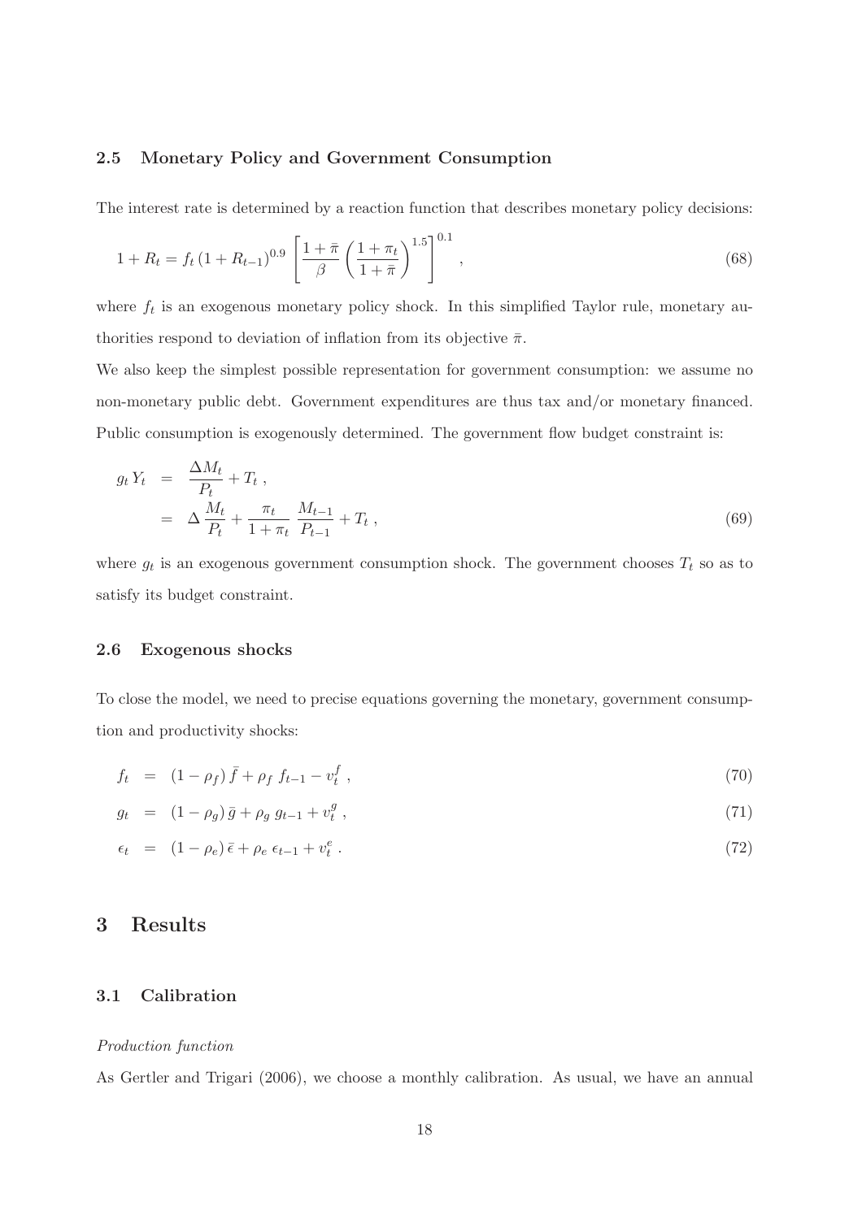### 2.5 Monetary Policy and Government Consumption

The interest rate is determined by a reaction function that describes monetary policy decisions:

$$1 + R_t = f_t \, (1 + R_{t-1})^{0.9} \left[ \frac{1 + \bar{\pi}}{\beta} \left( \frac{1 + \pi_t}{1 + \bar{\pi}} \right)^{1.5} \right]^{0.1} , \tag{68}$$

where $f_t$ is an exogenous monetary policy shock. In this simplified Taylor rule, monetary authorities respond to deviation of inflation from its objective $\bar{\pi}$.

We also keep the simplest possible representation for government consumption: we assume no non-monetary public debt. Government expenditures are thus tax and/or monetary financed. Public consumption is exogenously determined. The government flow budget constraint is:

$$\begin{aligned} g_t \, Y_t &= \frac{\Delta M_t}{P_t} + T_t \,, \\ &= \Delta \, \frac{M_t}{P_t} + \frac{\pi_t}{1 + \pi_t} \, \frac{M_{t-1}}{P_{t-1}} + T_t \,, \end{aligned} \tag{69}$$

where $g_t$ is an exogenous government consumption shock. The government chooses $T_t$ so as to satisfy its budget constraint.

### 2.6 Exogenous shocks

To close the model, we need to precise equations governing the monetary, government consumption and productivity shocks:

$$f_t = (1 - \rho_f) \, \bar{f} + \rho_f \; f_{t-1} - v_t^f \,, \tag{70}$$

$$g_t = (1 - \rho_g) \, \bar{g} + \rho_g \; g_{t-1} + v_t^g \,, \tag{71}$$

$$\epsilon_t = (1 - \rho_e) \, \bar{\epsilon} + \rho_e \; \epsilon_{t-1} + v_t^e \,. \tag{72}$$

## 3 Results

### 3.1 Calibration

*Production function*

As Gertler and Trigari (2006), we choose a monthly calibration. As usual, we have an annual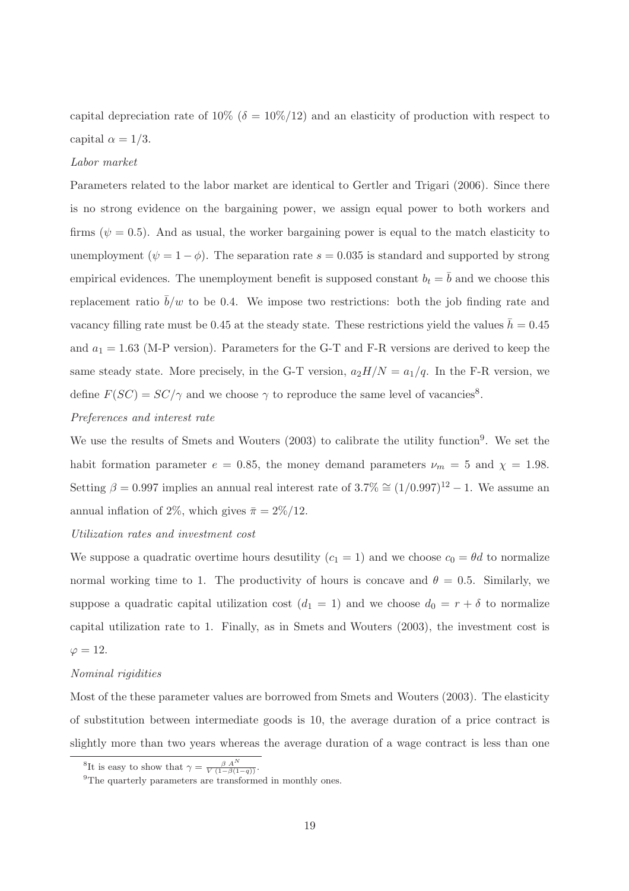capital depreciation rate of 10% ($\delta = 10\%/12$) and an elasticity of production with respect to capital $\alpha = 1/3$.

*Labor market*

Parameters related to the labor market are identical to Gertler and Trigari (2006). Since there is no strong evidence on the bargaining power, we assign equal power to both workers and firms ($\psi = 0.5$). And as usual, the worker bargaining power is equal to the match elasticity to unemployment ($\psi = 1 - \phi$). The separation rate $s = 0.035$ is standard and supported by strong empirical evidences. The unemployment benefit is supposed constant $b_t = \bar{b}$ and we choose this replacement ratio $\bar{b}/w$ to be 0.4. We impose two restrictions: both the job finding rate and vacancy filling rate must be 0.45 at the steady state. These restrictions yield the values $\bar{h} = 0.45$ and $a_1 = 1.63$ (M-P version). Parameters for the G-T and F-R versions are derived to keep the same steady state. More precisely, in the G-T version, $a_2 H/N = a_1/q$. In the F-R version, we define $F(SC) = SC/\gamma$ and we choose $\gamma$ to reproduce the same level of vacancies[8].

*Preferences and interest rate*

We use the results of Smets and Wouters (2003) to calibrate the utility function[9]. We set the habit formation parameter $e = 0.85$, the money demand parameters $\nu_m = 5$ and $\chi = 1.98$. Setting $\beta = 0.997$ implies an annual real interest rate of $3.7\% \cong (1/0.997)^{12} - 1$. We assume an annual inflation of 2%, which gives $\bar{\pi} = 2\%/12$.

*Utilization rates and investment cost*

We suppose a quadratic overtime hours desutility ($c_1 = 1$) and we choose $c_0 = \theta d$ to normalize normal working time to 1. The productivity of hours is concave and $\theta = 0.5$. Similarly, we suppose a quadratic capital utilization cost ($d_1 = 1$) and we choose $d_0 = r + \delta$ to normalize capital utilization rate to 1. Finally, as in Smets and Wouters (2003), the investment cost is $\varphi = 12$.

*Nominal rigidities*

Most of the these parameter values are borrowed from Smets and Wouters (2003). The elasticity of substitution between intermediate goods is 10, the average duration of a price contract is slightly more than two years whereas the average duration of a wage contract is less than one

[8] It is easy to show that $\gamma = \frac{\beta}{V} \frac{A^N}{(1-\beta(1-q))}$.

[9] The quarterly parameters are transformed in monthly ones.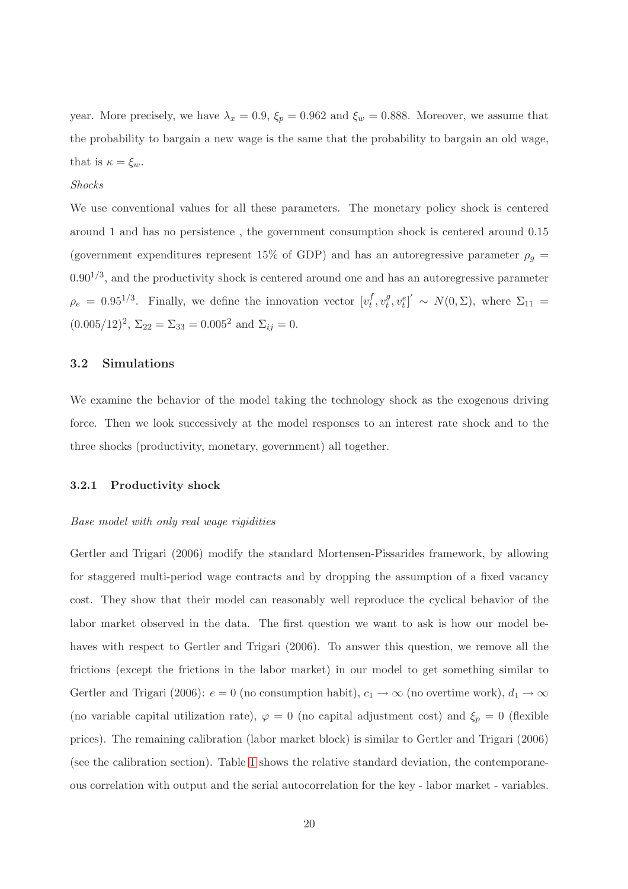year. More precisely, we have $\lambda_x = 0.9$, $\xi_p = 0.962$ and $\xi_w = 0.888$. Moreover, we assume that the probability to bargain a new wage is the same that the probability to bargain an old wage, that is $\kappa = \xi_w$.

*Shocks*

We use conventional values for all these parameters. The monetary policy shock is centered around 1 and has no persistence , the government consumption shock is centered around 0.15 (government expenditures represent 15% of GDP) and has an autoregressive parameter $\rho_g = 0.90^{1/3}$, and the productivity shock is centered around one and has an autoregressive parameter $\rho_e = 0.95^{1/3}$. Finally, we define the innovation vector $[v_t^f, v_t^g, v_t^e]' \sim N(0, \Sigma)$, where $\Sigma_{11} = (0.005/12)^2$, $\Sigma_{22} = \Sigma_{33} = 0.005^2$ and $\Sigma_{ij} = 0$.

### 3.2 Simulations

We examine the behavior of the model taking the technology shock as the exogenous driving force. Then we look successively at the model responses to an interest rate shock and to the three shocks (productivity, monetary, government) all together.

#### 3.2.1 Productivity shock

*Base model with only real wage rigidities*

Gertler and Trigari (2006) modify the standard Mortensen-Pissarides framework, by allowing for staggered multi-period wage contracts and by dropping the assumption of a fixed vacancy cost. They show that their model can reasonably well reproduce the cyclical behavior of the labor market observed in the data. The first question we want to ask is how our model behaves with respect to Gertler and Trigari (2006). To answer this question, we remove all the frictions (except the frictions in the labor market) in our model to get something similar to Gertler and Trigari (2006): $e = 0$ (no consumption habit), $c_1 \to \infty$ (no overtime work), $d_1 \to \infty$ (no variable capital utilization rate), $\varphi = 0$ (no capital adjustment cost) and $\xi_p = 0$ (flexible prices). The remaining calibration (labor market block) is similar to Gertler and Trigari (2006) (see the calibration section). Table 1 shows the relative standard deviation, the contemporaneous correlation with output and the serial autocorrelation for the key - labor market - variables.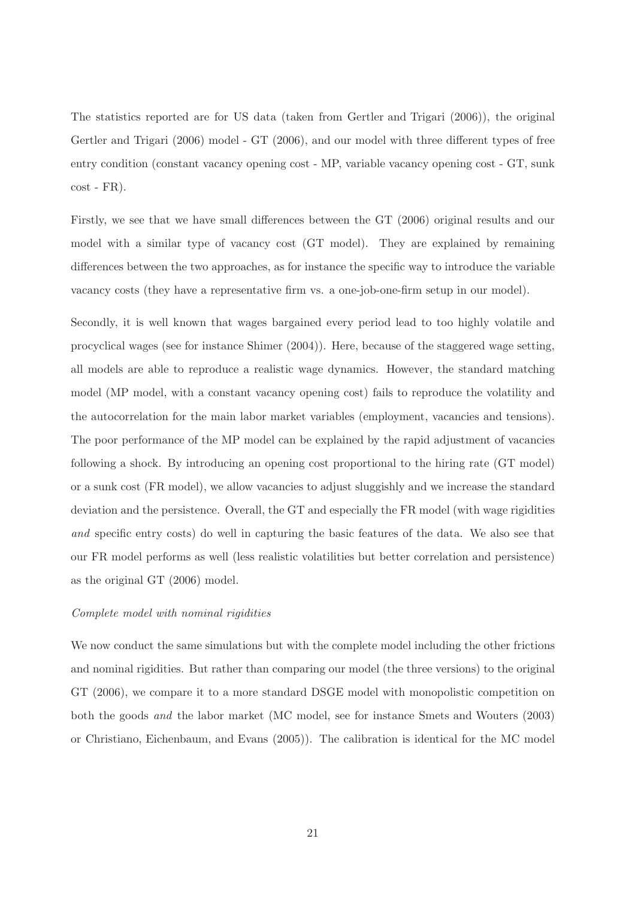The statistics reported are for US data (taken from Gertler and Trigari (2006)), the original Gertler and Trigari (2006) model - GT (2006), and our model with three different types of free entry condition (constant vacancy opening cost - MP, variable vacancy opening cost - GT, sunk cost - FR).

Firstly, we see that we have small differences between the GT (2006) original results and our model with a similar type of vacancy cost (GT model). They are explained by remaining differences between the two approaches, as for instance the specific way to introduce the variable vacancy costs (they have a representative firm vs. a one-job-one-firm setup in our model).

Secondly, it is well known that wages bargained every period lead to too highly volatile and procyclical wages (see for instance Shimer (2004)). Here, because of the staggered wage setting, all models are able to reproduce a realistic wage dynamics. However, the standard matching model (MP model, with a constant vacancy opening cost) fails to reproduce the volatility and the autocorrelation for the main labor market variables (employment, vacancies and tensions). The poor performance of the MP model can be explained by the rapid adjustment of vacancies following a shock. By introducing an opening cost proportional to the hiring rate (GT model) or a sunk cost (FR model), we allow vacancies to adjust sluggishly and we increase the standard deviation and the persistence. Overall, the GT and especially the FR model (with wage rigidities *and* specific entry costs) do well in capturing the basic features of the data. We also see that our FR model performs as well (less realistic volatilities but better correlation and persistence) as the original GT (2006) model.

*Complete model with nominal rigidities*

We now conduct the same simulations but with the complete model including the other frictions and nominal rigidities. But rather than comparing our model (the three versions) to the original GT (2006), we compare it to a more standard DSGE model with monopolistic competition on both the goods *and* the labor market (MC model, see for instance Smets and Wouters (2003) or Christiano, Eichenbaum, and Evans (2005)). The calibration is identical for the MC model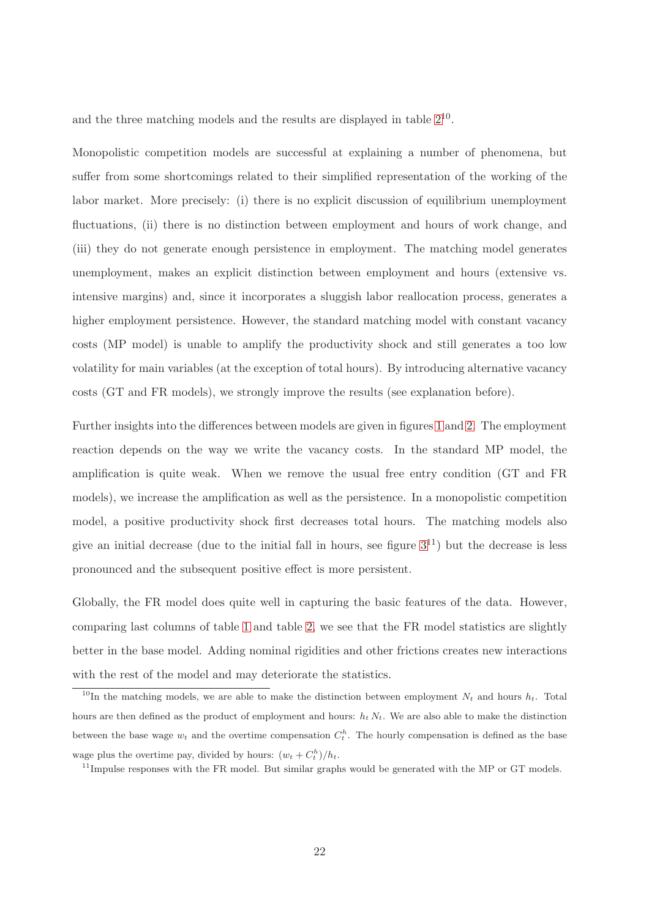and the three matching models and the results are displayed in table 2[10].

Monopolistic competition models are successful at explaining a number of phenomena, but suffer from some shortcomings related to their simplified representation of the working of the labor market. More precisely: (i) there is no explicit discussion of equilibrium unemployment fluctuations, (ii) there is no distinction between employment and hours of work change, and (iii) they do not generate enough persistence in employment. The matching model generates unemployment, makes an explicit distinction between employment and hours (extensive vs. intensive margins) and, since it incorporates a sluggish labor reallocation process, generates a higher employment persistence. However, the standard matching model with constant vacancy costs (MP model) is unable to amplify the productivity shock and still generates a too low volatility for main variables (at the exception of total hours). By introducing alternative vacancy costs (GT and FR models), we strongly improve the results (see explanation before).

Further insights into the differences between models are given in figures 1 and 2. The employment reaction depends on the way we write the vacancy costs. In the standard MP model, the amplification is quite weak. When we remove the usual free entry condition (GT and FR models), we increase the amplification as well as the persistence. In a monopolistic competition model, a positive productivity shock first decreases total hours. The matching models also give an initial decrease (due to the initial fall in hours, see figure 3[11]) but the decrease is less pronounced and the subsequent positive effect is more persistent.

Globally, the FR model does quite well in capturing the basic features of the data. However, comparing last columns of table 1 and table 2, we see that the FR model statistics are slightly better in the base model. Adding nominal rigidities and other frictions creates new interactions with the rest of the model and may deteriorate the statistics.

[10] In the matching models, we are able to make the distinction between employment $N_t$ and hours $h_t$. Total hours are then defined as the product of employment and hours: $h_t\, N_t$. We are also able to make the distinction between the base wage $w_t$ and the overtime compensation $C_t^h$. The hourly compensation is defined as the base wage plus the overtime pay, divided by hours: $(w_t + C_t^h)/h_t$.

[11] Impulse responses with the FR model. But similar graphs would be generated with the MP or GT models.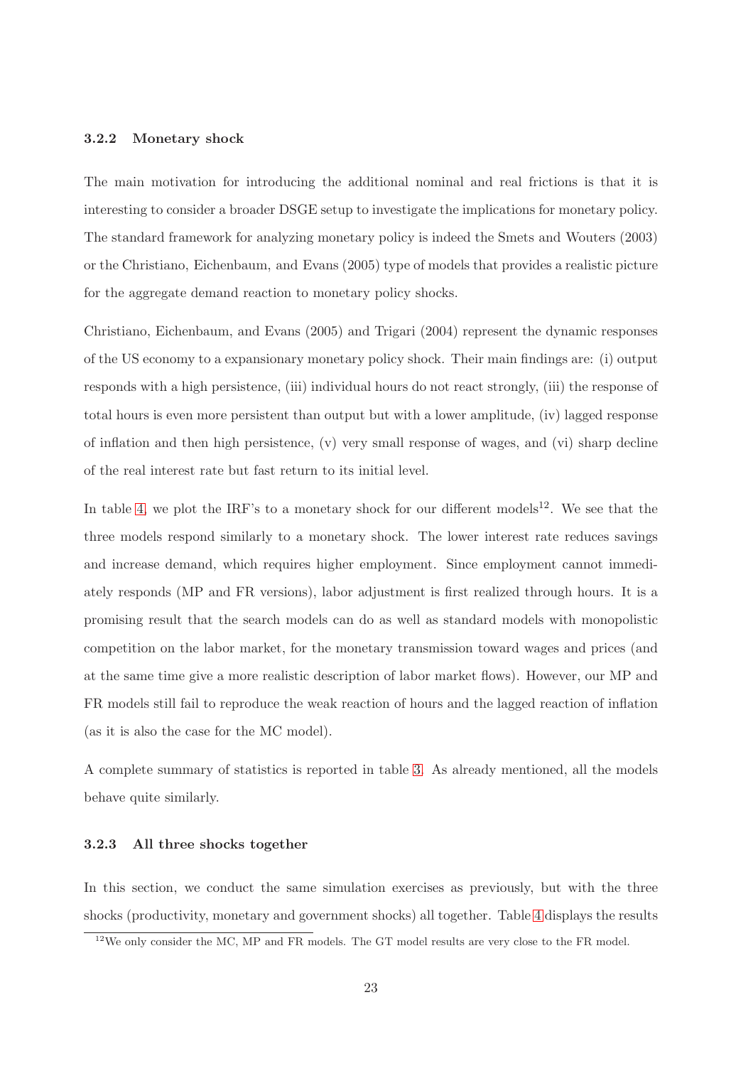### 3.2.2 Monetary shock

The main motivation for introducing the additional nominal and real frictions is that it is interesting to consider a broader DSGE setup to investigate the implications for monetary policy. The standard framework for analyzing monetary policy is indeed the Smets and Wouters (2003) or the Christiano, Eichenbaum, and Evans (2005) type of models that provides a realistic picture for the aggregate demand reaction to monetary policy shocks.

Christiano, Eichenbaum, and Evans (2005) and Trigari (2004) represent the dynamic responses of the US economy to a expansionary monetary policy shock. Their main findings are: (i) output responds with a high persistence, (iii) individual hours do not react strongly, (iii) the response of total hours is even more persistent than output but with a lower amplitude, (iv) lagged response of inflation and then high persistence, (v) very small response of wages, and (vi) sharp decline of the real interest rate but fast return to its initial level.

In table 4, we plot the IRF's to a monetary shock for our different models[12]. We see that the three models respond similarly to a monetary shock. The lower interest rate reduces savings and increase demand, which requires higher employment. Since employment cannot immediately responds (MP and FR versions), labor adjustment is first realized through hours. It is a promising result that the search models can do as well as standard models with monopolistic competition on the labor market, for the monetary transmission toward wages and prices (and at the same time give a more realistic description of labor market flows). However, our MP and FR models still fail to reproduce the weak reaction of hours and the lagged reaction of inflation (as it is also the case for the MC model).

A complete summary of statistics is reported in table 3. As already mentioned, all the models behave quite similarly.

### 3.2.3 All three shocks together

In this section, we conduct the same simulation exercises as previously, but with the three shocks (productivity, monetary and government shocks) all together. Table 4 displays the results

[12] We only consider the MC, MP and FR models. The GT model results are very close to the FR model.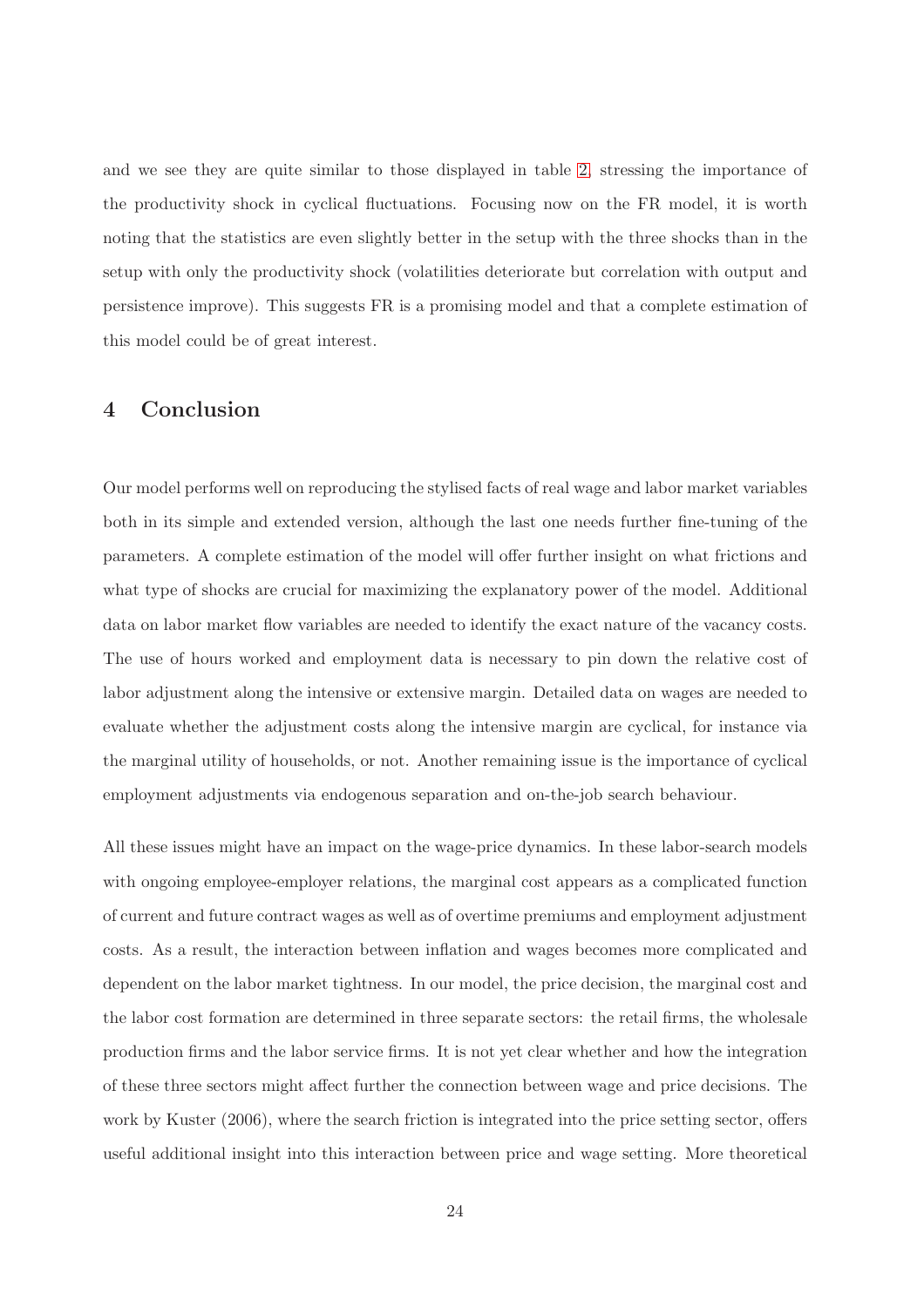and we see they are quite similar to those displayed in table 2, stressing the importance of the productivity shock in cyclical fluctuations. Focusing now on the FR model, it is worth noting that the statistics are even slightly better in the setup with the three shocks than in the setup with only the productivity shock (volatilities deteriorate but correlation with output and persistence improve). This suggests FR is a promising model and that a complete estimation of this model could be of great interest.

## 4 Conclusion

Our model performs well on reproducing the stylised facts of real wage and labor market variables both in its simple and extended version, although the last one needs further fine-tuning of the parameters. A complete estimation of the model will offer further insight on what frictions and what type of shocks are crucial for maximizing the explanatory power of the model. Additional data on labor market flow variables are needed to identify the exact nature of the vacancy costs. The use of hours worked and employment data is necessary to pin down the relative cost of labor adjustment along the intensive or extensive margin. Detailed data on wages are needed to evaluate whether the adjustment costs along the intensive margin are cyclical, for instance via the marginal utility of households, or not. Another remaining issue is the importance of cyclical employment adjustments via endogenous separation and on-the-job search behaviour.

All these issues might have an impact on the wage-price dynamics. In these labor-search models with ongoing employee-employer relations, the marginal cost appears as a complicated function of current and future contract wages as well as of overtime premiums and employment adjustment costs. As a result, the interaction between inflation and wages becomes more complicated and dependent on the labor market tightness. In our model, the price decision, the marginal cost and the labor cost formation are determined in three separate sectors: the retail firms, the wholesale production firms and the labor service firms. It is not yet clear whether and how the integration of these three sectors might affect further the connection between wage and price decisions. The work by Kuster (2006), where the search friction is integrated into the price setting sector, offers useful additional insight into this interaction between price and wage setting. More theoretical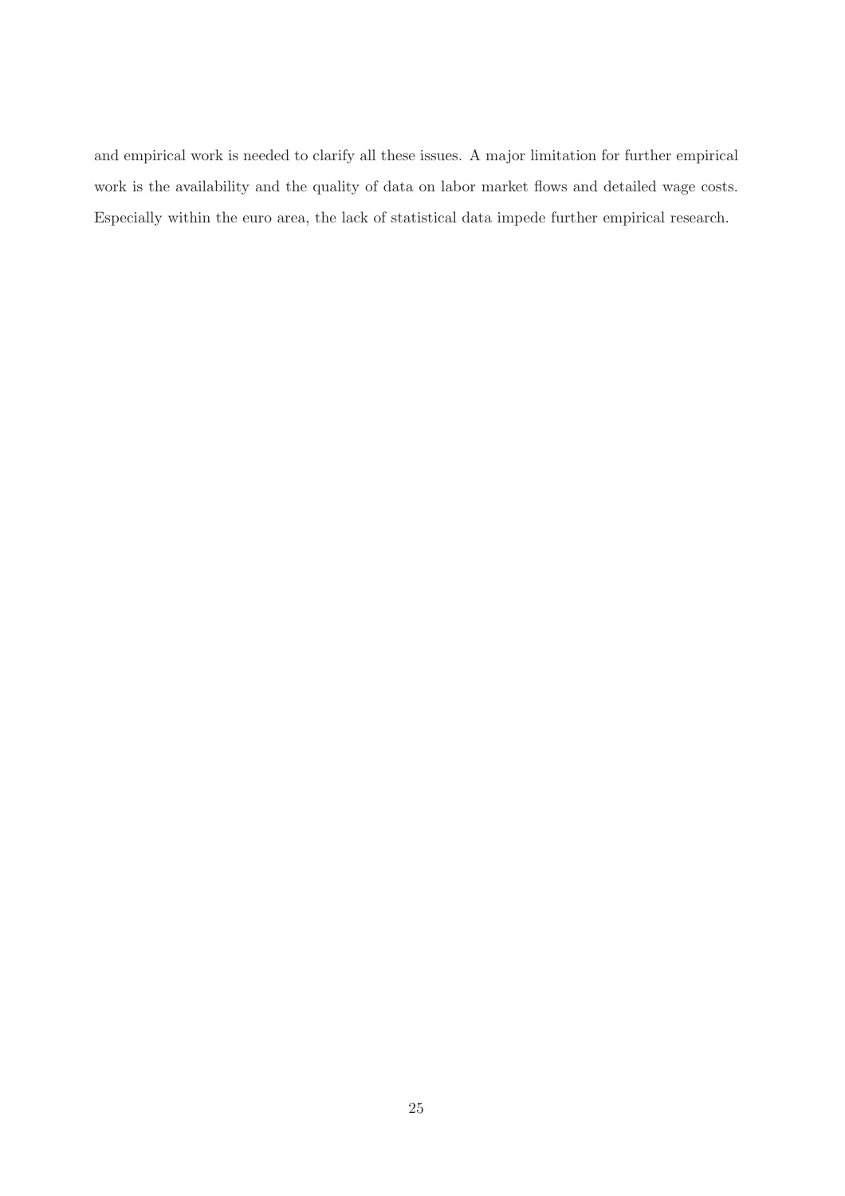and empirical work is needed to clarify all these issues. A major limitation for further empirical work is the availability and the quality of data on labor market flows and detailed wage costs. Especially within the euro area, the lack of statistical data impede further empirical research.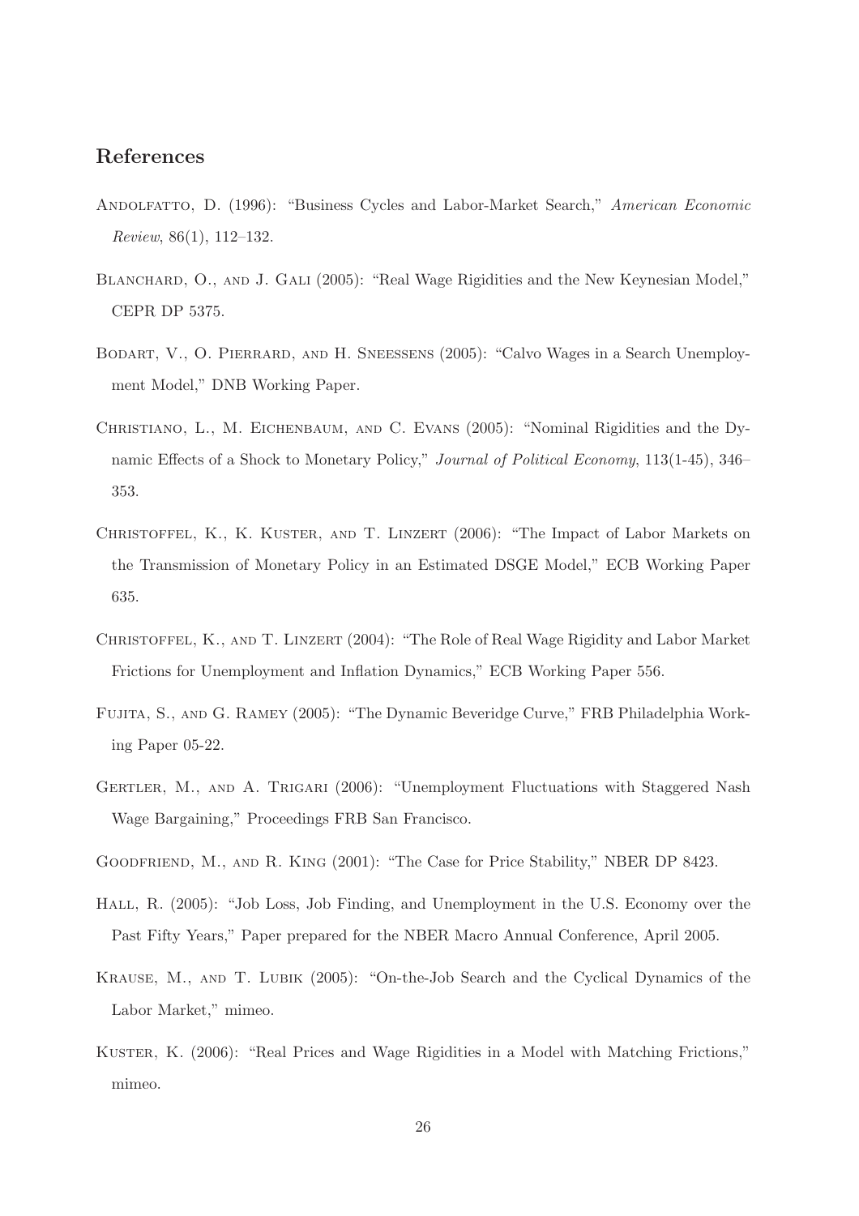## References

Andolfatto, D. (1996): "Business Cycles and Labor-Market Search," *American Economic Review*, 86(1), 112–132.

Blanchard, O., and J. Gali (2005): "Real Wage Rigidities and the New Keynesian Model," CEPR DP 5375.

Bodart, V., O. Pierrard, and H. Sneessens (2005): "Calvo Wages in a Search Unemployment Model," DNB Working Paper.

Christiano, L., M. Eichenbaum, and C. Evans (2005): "Nominal Rigidities and the Dynamic Effects of a Shock to Monetary Policy," *Journal of Political Economy*, 113(1-45), 346–353.

Christoffel, K., K. Kuster, and T. Linzert (2006): "The Impact of Labor Markets on the Transmission of Monetary Policy in an Estimated DSGE Model," ECB Working Paper 635.

Christoffel, K., and T. Linzert (2004): "The Role of Real Wage Rigidity and Labor Market Frictions for Unemployment and Inflation Dynamics," ECB Working Paper 556.

Fujita, S., and G. Ramey (2005): "The Dynamic Beveridge Curve," FRB Philadelphia Working Paper 05-22.

Gertler, M., and A. Trigari (2006): "Unemployment Fluctuations with Staggered Nash Wage Bargaining," Proceedings FRB San Francisco.

Goodfriend, M., and R. King (2001): "The Case for Price Stability," NBER DP 8423.

Hall, R. (2005): "Job Loss, Job Finding, and Unemployment in the U.S. Economy over the Past Fifty Years," Paper prepared for the NBER Macro Annual Conference, April 2005.

Krause, M., and T. Lubik (2005): "On-the-Job Search and the Cyclical Dynamics of the Labor Market," mimeo.

Kuster, K. (2006): "Real Prices and Wage Rigidities in a Model with Matching Frictions," mimeo.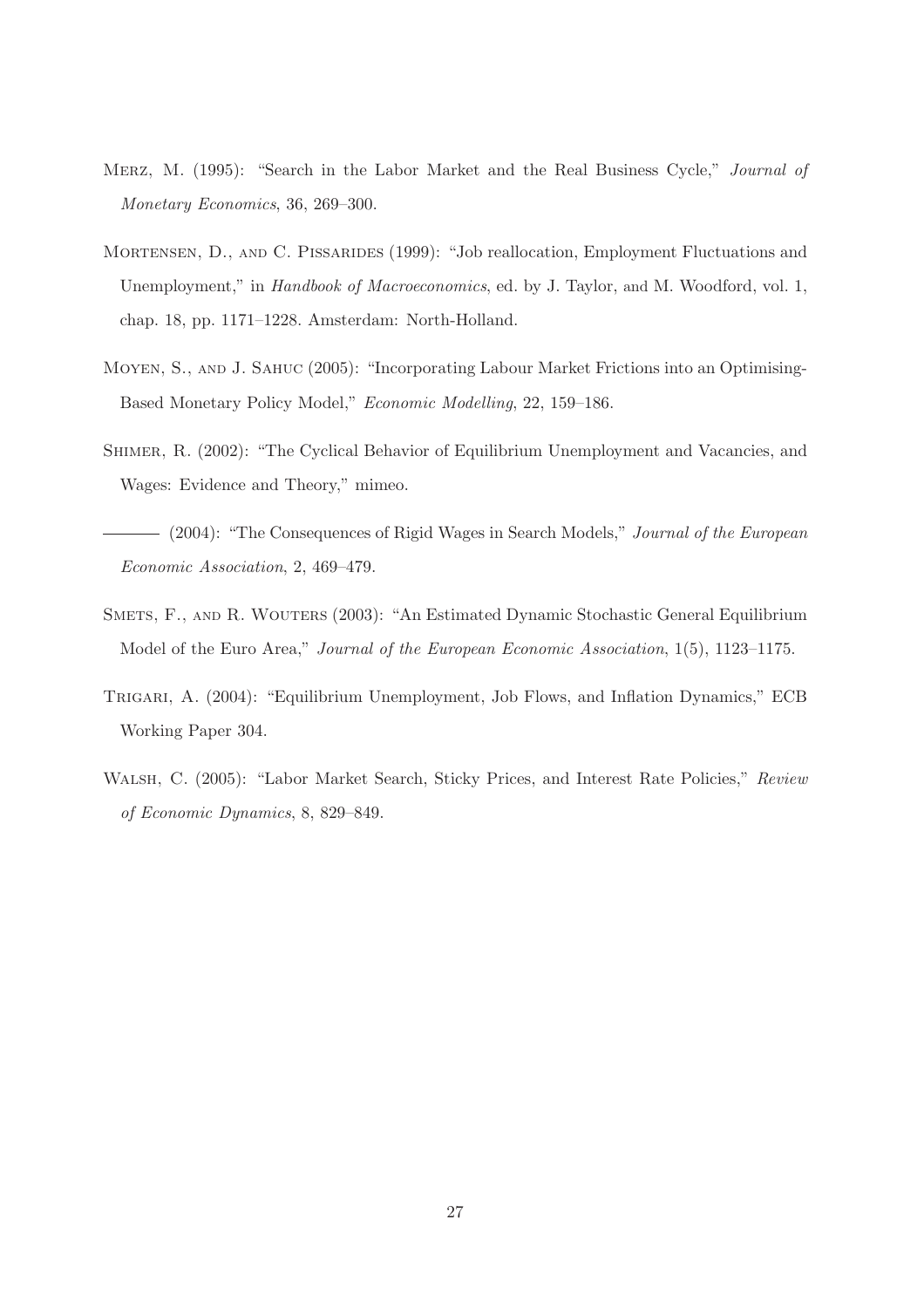Merz, M. (1995): "Search in the Labor Market and the Real Business Cycle," *Journal of Monetary Economics*, 36, 269–300.

Mortensen, D., and C. Pissarides (1999): "Job reallocation, Employment Fluctuations and Unemployment," in *Handbook of Macroeconomics*, ed. by J. Taylor, and M. Woodford, vol. 1, chap. 18, pp. 1171–1228. Amsterdam: North-Holland.

Moyen, S., and J. Sahuc (2005): "Incorporating Labour Market Frictions into an Optimising-Based Monetary Policy Model," *Economic Modelling*, 22, 159–186.

Shimer, R. (2002): "The Cyclical Behavior of Equilibrium Unemployment and Vacancies, and Wages: Evidence and Theory," mimeo.

——— (2004): "The Consequences of Rigid Wages in Search Models," *Journal of the European Economic Association*, 2, 469–479.

Smets, F., and R. Wouters (2003): "An Estimated Dynamic Stochastic General Equilibrium Model of the Euro Area," *Journal of the European Economic Association*, 1(5), 1123–1175.

Trigari, A. (2004): "Equilibrium Unemployment, Job Flows, and Inflation Dynamics," ECB Working Paper 304.

Walsh, C. (2005): "Labor Market Search, Sticky Prices, and Interest Rate Policies," *Review of Economic Dynamics*, 8, 829–849.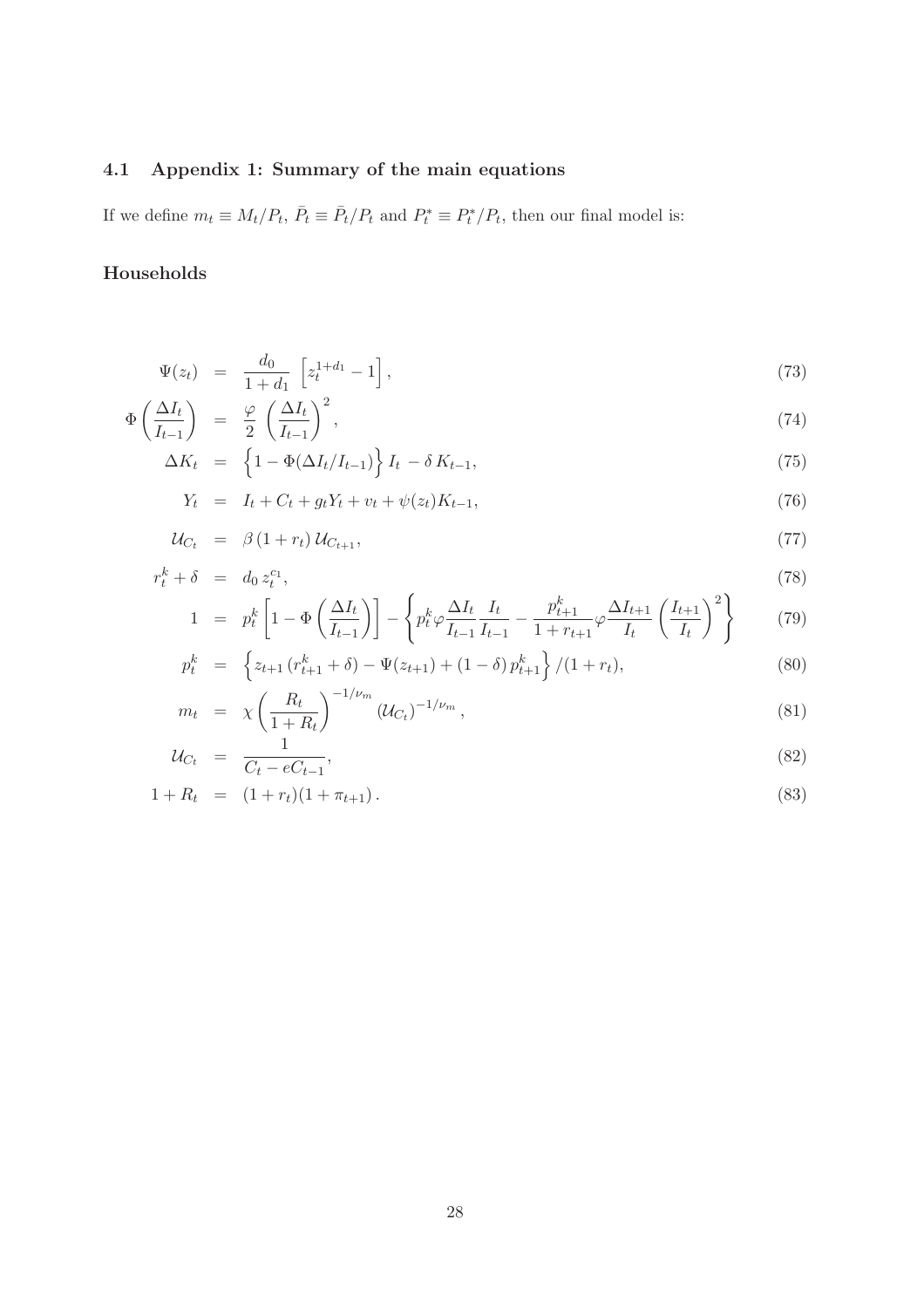## 4.1 Appendix 1: Summary of the main equations

If we define $m_t \equiv M_t/P_t$, $\bar{P}_t \equiv \bar{P}_t/P_t$ and $P_t^* \equiv P_t^*/P_t$, then our final model is:

### Households

$$\Psi(z_t) = \frac{d_0}{1+d_1} \left[ z_t^{1+d_1} - 1 \right], \tag{73}$$

$$\Phi\left(\frac{\Delta I_t}{I_{t-1}}\right) = \frac{\varphi}{2} \left(\frac{\Delta I_t}{I_{t-1}}\right)^2, \tag{74}$$

$$\Delta K_t = \left\{1 - \Phi(\Delta I_t / I_{t-1})\right\} I_t - \delta K_{t-1}, \tag{75}$$

$$Y_t = I_t + C_t + g_t Y_t + v_t + \psi(z_t) K_{t-1}, \tag{76}$$

$$\mathcal{U}_{C_t} = \beta (1 + r_t) \mathcal{U}_{C_{t+1}}, \tag{77}$$

$$r_t^k + \delta = d_0 z_t^{c_1}, \tag{78}$$

$$1 = p_t^k \left[1 - \Phi\left(\frac{\Delta I_t}{I_{t-1}}\right)\right] - \left\{ p_t^k \varphi \frac{\Delta I_t}{I_{t-1}} \frac{I_t}{I_{t-1}} - \frac{p_{t+1}^k}{1 + r_{t+1}} \varphi \frac{\Delta I_{t+1}}{I_t} \left(\frac{I_{t+1}}{I_t}\right)^2 \right\} \tag{79}$$

$$p_t^k = \left\{ z_{t+1} (r_{t+1}^k + \delta) - \Psi(z_{t+1}) + (1 - \delta) p_{t+1}^k \right\} / (1 + r_t), \tag{80}$$

$$m_t = \chi \left(\frac{R_t}{1 + R_t}\right)^{-1/\nu_m} (\mathcal{U}_{C_t})^{-1/\nu_m}, \tag{81}$$

$$\mathcal{U}_{C_t} = \frac{1}{C_t - eC_{t-1}}, \tag{82}$$

$$1 + R_t = (1 + r_t)(1 + \pi_{t+1}). \tag{83}$$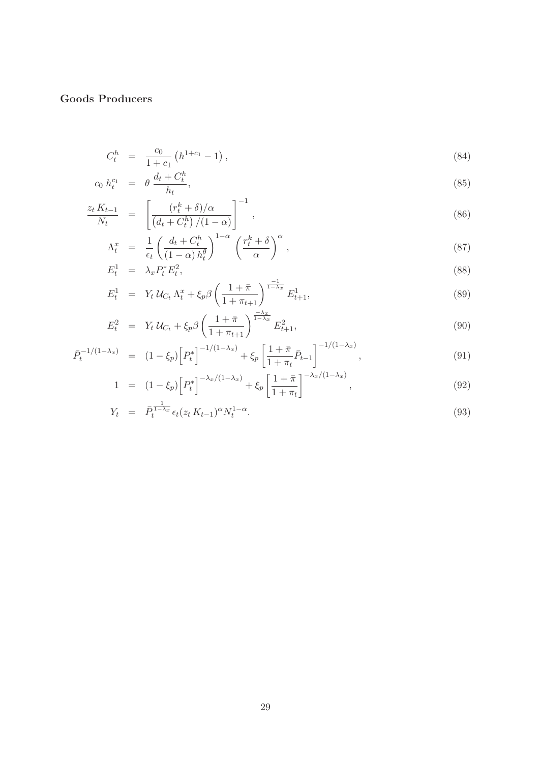**Goods Producers**

$$C_t^h = \frac{c_0}{1+c_1}\left(h^{1+c_1} - 1\right), \tag{84}$$

$$c_0\, h_t^{c_1} = \theta\, \frac{d_t + C_t^h}{h_t}, \tag{85}$$

$$\frac{z_t\, K_{t-1}}{N_t} = \left[\frac{(r_t^k + \delta)/\alpha}{\left(d_t + C_t^h\right)/(1-\alpha)}\right]^{-1}, \tag{86}$$

$$\Lambda_t^x = \frac{1}{\epsilon_t}\left(\frac{d_t + C_t^h}{(1-\alpha)\, h_t^{\theta}}\right)^{1-\alpha}\left(\frac{r_t^k + \delta}{\alpha}\right)^{\alpha}, \tag{87}$$

$$E_t^1 = \lambda_x P_t^* E_t^2, \tag{88}$$

$$E_t^1 = Y_t\, \mathcal{U}_{C_t}\, \Lambda_t^x + \xi_p \beta \left(\frac{1+\bar{\pi}}{1+\pi_{t+1}}\right)^{\frac{-1}{1-\lambda_x}} E_{t+1}^1, \tag{89}$$

$$E_t^2 = Y_t\, \mathcal{U}_{C_t} + \xi_p \beta \left(\frac{1+\bar{\pi}}{1+\pi_{t+1}}\right)^{\frac{-\lambda_x}{1-\lambda_x}} E_{t+1}^2, \tag{90}$$

$$\bar{P}_t^{-1/(1-\lambda_x)} = (1-\xi_p)\Big[P_t^*\Big]^{-1/(1-\lambda_x)} + \xi_p\left[\frac{1+\bar{\pi}}{1+\pi_t}\bar{P}_{t-1}\right]^{-1/(1-\lambda_x)}, \tag{91}$$

$$1 = (1-\xi_p)\Big[P_t^*\Big]^{-\lambda_x/(1-\lambda_x)} + \xi_p\left[\frac{1+\bar{\pi}}{1+\pi_t}\right]^{-\lambda_x/(1-\lambda_x)}, \tag{92}$$

$$Y_t = \bar{P}_t^{\frac{1}{1-\lambda_x}}\, \epsilon_t (z_t\, K_{t-1})^{\alpha} N_t^{1-\alpha}. \tag{93}$$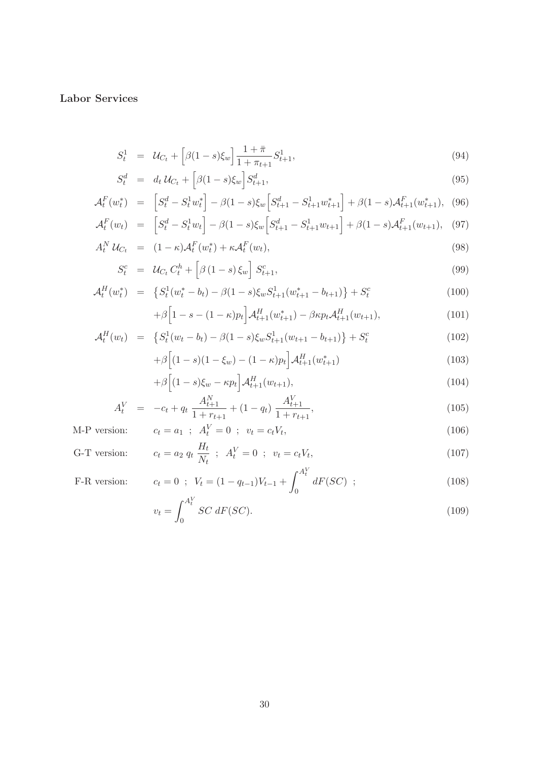**Labor Services**

$$S_t^1 = \mathcal{U}_{C_t} + \Big[\beta(1-s)\xi_w\Big]\frac{1+\bar{\pi}}{1+\pi_{t+1}}S_{t+1}^1, \tag{94}$$

$$S_t^d = d_t\,\mathcal{U}_{C_t} + \Big[\beta(1-s)\xi_w\Big]S_{t+1}^d, \tag{95}$$

$$\mathcal{A}_t^F(w_t^*) = \Big[S_t^d - S_t^1 w_t^*\Big] - \beta(1-s)\xi_w\Big[S_{t+1}^d - S_{t+1}^1 w_{t+1}^*\Big] + \beta(1-s)\mathcal{A}_{t+1}^F(w_{t+1}^*), \tag{96}$$

$$\mathcal{A}_t^F(w_t) = \Big[S_t^d - S_t^1 w_t\Big] - \beta(1-s)\xi_w\Big[S_{t+1}^d - S_{t+1}^1 w_{t+1}\Big] + \beta(1-s)\mathcal{A}_{t+1}^F(w_{t+1}), \tag{97}$$

$$A_t^N\,\mathcal{U}_{C_t} = (1-\kappa)\mathcal{A}_t^F(w_t^*) + \kappa\mathcal{A}_t^F(w_t), \tag{98}$$

$$S_t^c = \mathcal{U}_{C_t}\,C_t^h + \Big[\beta\,(1-s)\,\xi_w\Big]\,S_{t+1}^c, \tag{99}$$

$$\mathcal{A}_t^H(w_t^*) = \big\{S_t^1(w_t^* - b_t) - \beta(1-s)\xi_w S_{t+1}^1(w_{t+1}^* - b_{t+1})\big\} + S_t^c \tag{100}$$

$$+\beta\Big[1 - s - (1-\kappa)p_t\Big]\mathcal{A}_{t+1}^H(w_{t+1}^*) - \beta\kappa p_t\mathcal{A}_{t+1}^H(w_{t+1}), \tag{101}$$

$$\mathcal{A}_t^H(w_t) = \big\{S_t^1(w_t - b_t) - \beta(1-s)\xi_w S_{t+1}^1(w_{t+1} - b_{t+1})\big\} + S_t^c \tag{102}$$

$$+\beta\Big[(1-s)(1-\xi_w) - (1-\kappa)p_t\Big]\mathcal{A}_{t+1}^H(w_{t+1}^*) \tag{103}$$

$$+\beta\Big[(1-s)\xi_w - \kappa p_t\Big]\mathcal{A}_{t+1}^H(w_{t+1}), \tag{104}$$

$$A_t^V = -c_t + q_t\,\frac{A_{t+1}^N}{1+r_{t+1}} + (1-q_t)\,\frac{A_{t+1}^V}{1+r_{t+1}}, \tag{105}$$

M-P version: $$c_t = a_1\ ;\ A_t^V = 0\ ;\ v_t = c_t V_t, \tag{106}$$

G-T version: $$c_t = a_2\ q_t\,\frac{H_t}{N_t}\ ;\ A_t^V = 0\ ;\ v_t = c_t V_t, \tag{107}$$

F-R version: $$c_t = 0\ ;\ V_t = (1-q_{t-1})V_{t-1} + \int_0^{A_t^V} dF(SC)\ ; \tag{108}$$

$$v_t = \int_0^{A_t^V} SC\ dF(SC). \tag{109}$$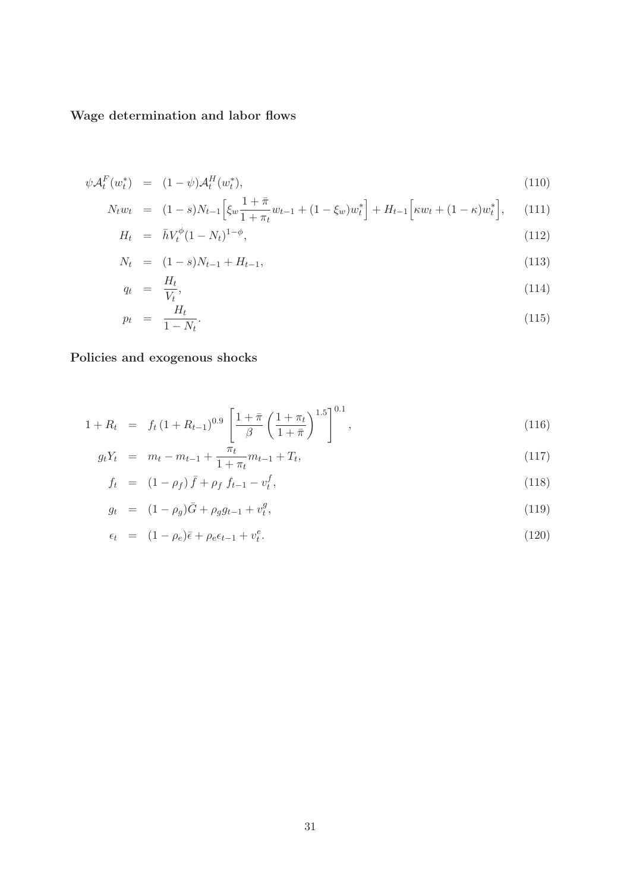**Wage determination and labor flows**

$$\psi \mathcal{A}_t^F(w_t^*) = (1-\psi)\mathcal{A}_t^H(w_t^*), \tag{110}$$

$$N_t w_t = (1-s)N_{t-1}\Big[\xi_w \frac{1+\bar{\pi}}{1+\pi_t} w_{t-1} + (1-\xi_w) w_t^*\Big] + H_{t-1}\Big[\kappa w_t + (1-\kappa) w_t^*\Big], \tag{111}$$

$$H_t = \bar{h} V_t^{\phi} (1-N_t)^{1-\phi}, \tag{112}$$

$$N_t = (1-s)N_{t-1} + H_{t-1}, \tag{113}$$

$$q_t = \frac{H_t}{V_t}, \tag{114}$$

$$p_t = \frac{H_t}{1-N_t}. \tag{115}$$

**Policies and exogenous shocks**

$$1 + R_t = f_t \left(1 + R_{t-1}\right)^{0.9} \left[\frac{1+\bar{\pi}}{\beta}\left(\frac{1+\pi_t}{1+\bar{\pi}}\right)^{1.5}\right]^{0.1}, \tag{116}$$

$$g_t Y_t = m_t - m_{t-1} + \frac{\pi_t}{1+\pi_t} m_{t-1} + T_t, \tag{117}$$

$$f_t = \left(1-\rho_f\right)\bar{f} + \rho_f\, f_{t-1} - v_t^f, \tag{118}$$

$$g_t = (1-\rho_g)\bar{G} + \rho_g g_{t-1} + v_t^g, \tag{119}$$

$$\epsilon_t = (1-\rho_e)\bar{\epsilon} + \rho_e \epsilon_{t-1} + v_t^e. \tag{120}$$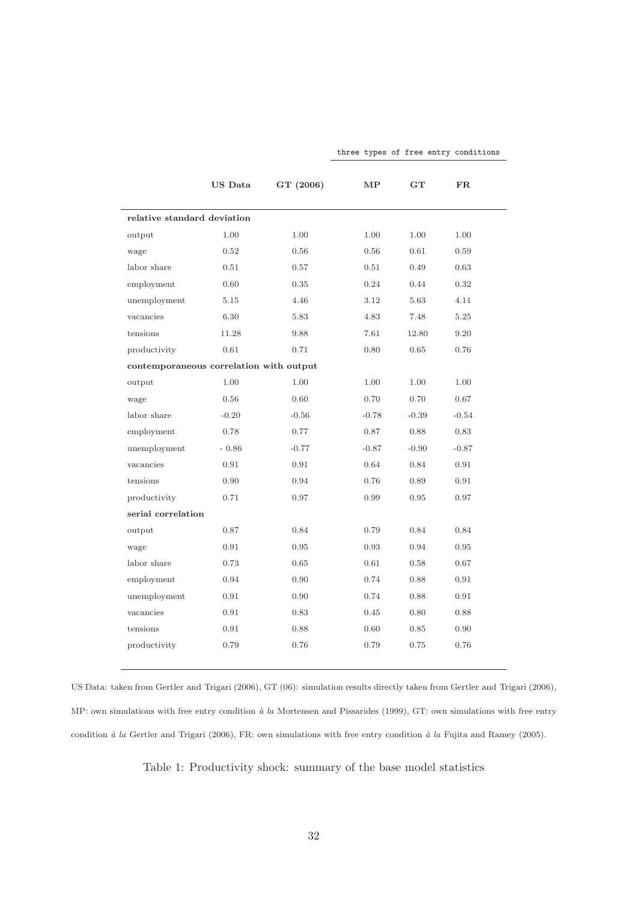|  | US Data | GT (2006) | three types of free entry conditions | | |
|---|---|---|---|---|---|
|  |  |  | **MP** | **GT** | **FR** |
| **relative standard deviation** | | | | | |
| output | 1.00 | 1.00 | 1.00 | 1.00 | 1.00 |
| wage | 0.52 | 0.56 | 0.56 | 0.61 | 0.59 |
| labor share | 0.51 | 0.57 | 0.51 | 0.49 | 0.63 |
| employment | 0.60 | 0.35 | 0.24 | 0.44 | 0.32 |
| unemployment | 5.15 | 4.46 | 3.12 | 5.63 | 4.11 |
| vacancies | 6.30 | 5.83 | 4.83 | 7.48 | 5.25 |
| tensions | 11.28 | 9.88 | 7.61 | 12.80 | 9.20 |
| productivity | 0.61 | 0.71 | 0.80 | 0.65 | 0.76 |
| **contemporaneous correlation with output** | | | | | |
| output | 1.00 | 1.00 | 1.00 | 1.00 | 1.00 |
| wage | 0.56 | 0.60 | 0.70 | 0.70 | 0.67 |
| labor share | -0.20 | -0.56 | -0.78 | -0.39 | -0.54 |
| employment | 0.78 | 0.77 | 0.87 | 0.88 | 0.83 |
| unemployment | - 0.86 | -0.77 | -0.87 | -0.90 | -0.87 |
| vacancies | 0.91 | 0.91 | 0.64 | 0.84 | 0.91 |
| tensions | 0.90 | 0.94 | 0.76 | 0.89 | 0.91 |
| productivity | 0.71 | 0.97 | 0.99 | 0.95 | 0.97 |
| **serial correlation** | | | | | |
| output | 0.87 | 0.84 | 0.79 | 0.84 | 0.84 |
| wage | 0.91 | 0.95 | 0.93 | 0.94 | 0.95 |
| labor share | 0.73 | 0.65 | 0.61 | 0.58 | 0.67 |
| employment | 0.94 | 0.90 | 0.74 | 0.88 | 0.91 |
| unemployment | 0.91 | 0.90 | 0.74 | 0.88 | 0.91 |
| vacancies | 0.91 | 0.83 | 0.45 | 0.80 | 0.88 |
| tensions | 0.91 | 0.88 | 0.60 | 0.85 | 0.90 |
| productivity | 0.79 | 0.76 | 0.79 | 0.75 | 0.76 |

US Data: taken from Gertler and Trigari (2006), GT (06): simulation results directly taken from Gertler and Trigari (2006), MP: own simulations with free entry condition *à la* Mortensen and Pissarides (1999), GT: own simulations with free entry condition *à la* Gertler and Trigari (2006), FR: own simulations with free entry condition *à la* Fujita and Ramey (2005).

Table 1: Productivity shock: summary of the base model statistics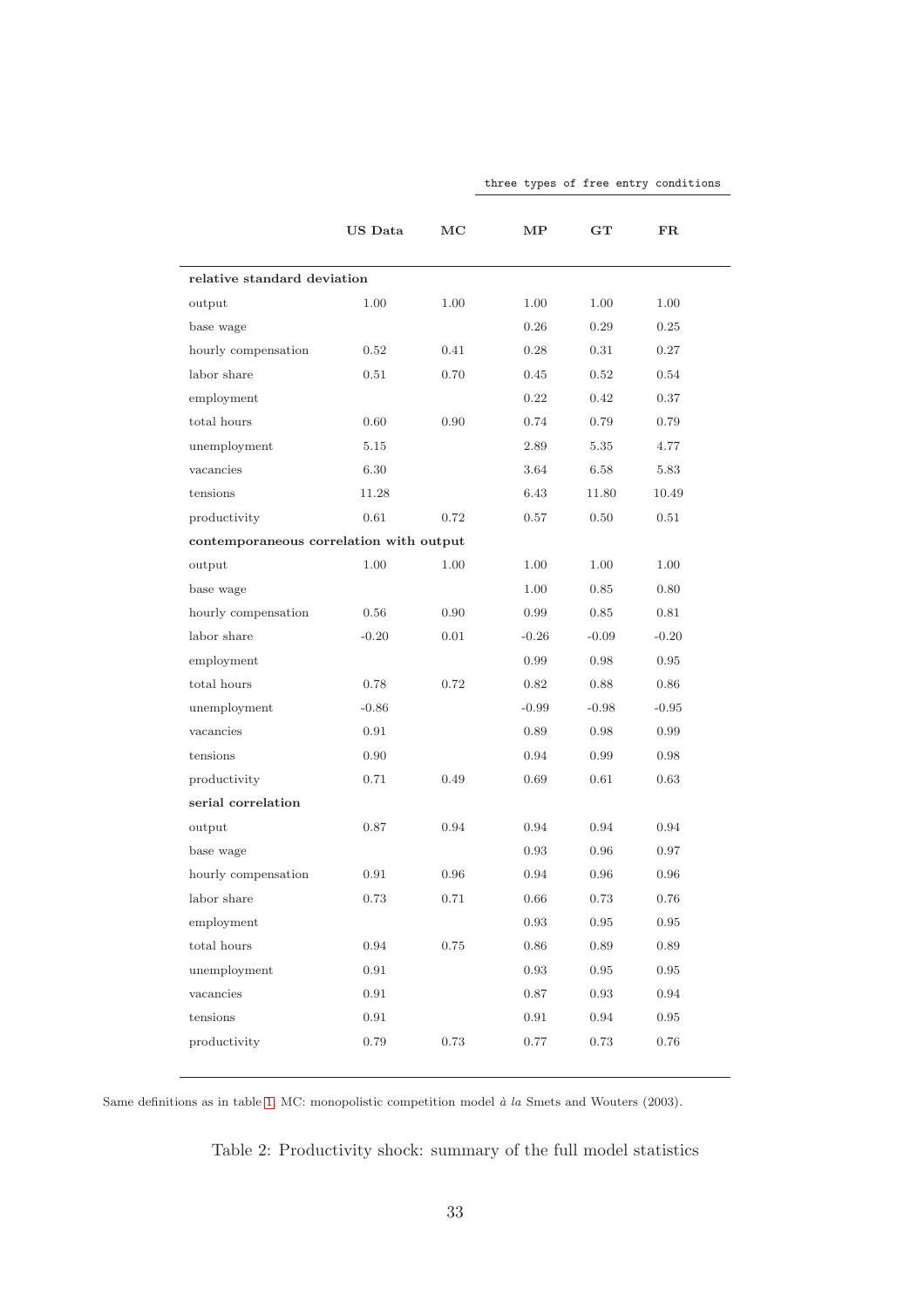|  | US Data | MC | three types of free entry conditions | | |
|---|---|---|---|---|---|
|  |  |  | MP | GT | FR |
| **relative standard deviation** | | | | | |
| output | 1.00 | 1.00 | 1.00 | 1.00 | 1.00 |
| base wage |  |  | 0.26 | 0.29 | 0.25 |
| hourly compensation | 0.52 | 0.41 | 0.28 | 0.31 | 0.27 |
| labor share | 0.51 | 0.70 | 0.45 | 0.52 | 0.54 |
| employment |  |  | 0.22 | 0.42 | 0.37 |
| total hours | 0.60 | 0.90 | 0.74 | 0.79 | 0.79 |
| unemployment | 5.15 |  | 2.89 | 5.35 | 4.77 |
| vacancies | 6.30 |  | 3.64 | 6.58 | 5.83 |
| tensions | 11.28 |  | 6.43 | 11.80 | 10.49 |
| productivity | 0.61 | 0.72 | 0.57 | 0.50 | 0.51 |
| **contemporaneous correlation with output** | | | | | |
| output | 1.00 | 1.00 | 1.00 | 1.00 | 1.00 |
| base wage |  |  | 1.00 | 0.85 | 0.80 |
| hourly compensation | 0.56 | 0.90 | 0.99 | 0.85 | 0.81 |
| labor share | -0.20 | 0.01 | -0.26 | -0.09 | -0.20 |
| employment |  |  | 0.99 | 0.98 | 0.95 |
| total hours | 0.78 | 0.72 | 0.82 | 0.88 | 0.86 |
| unemployment | -0.86 |  | -0.99 | -0.98 | -0.95 |
| vacancies | 0.91 |  | 0.89 | 0.98 | 0.99 |
| tensions | 0.90 |  | 0.94 | 0.99 | 0.98 |
| productivity | 0.71 | 0.49 | 0.69 | 0.61 | 0.63 |
| **serial correlation** | | | | | |
| output | 0.87 | 0.94 | 0.94 | 0.94 | 0.94 |
| base wage |  |  | 0.93 | 0.96 | 0.97 |
| hourly compensation | 0.91 | 0.96 | 0.94 | 0.96 | 0.96 |
| labor share | 0.73 | 0.71 | 0.66 | 0.73 | 0.76 |
| employment |  |  | 0.93 | 0.95 | 0.95 |
| total hours | 0.94 | 0.75 | 0.86 | 0.89 | 0.89 |
| unemployment | 0.91 |  | 0.93 | 0.95 | 0.95 |
| vacancies | 0.91 |  | 0.87 | 0.93 | 0.94 |
| tensions | 0.91 |  | 0.91 | 0.94 | 0.95 |
| productivity | 0.79 | 0.73 | 0.77 | 0.73 | 0.76 |

Same definitions as in table 1. MC: monopolistic competition model *à la* Smets and Wouters (2003).

Table 2: Productivity shock: summary of the full model statistics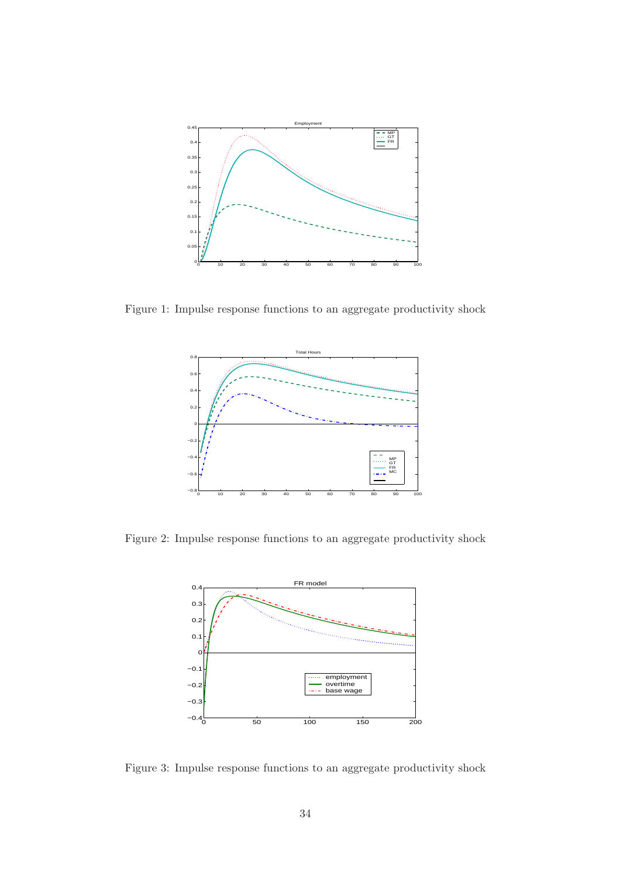Figure 1: Impulse response functions to an aggregate productivity shock

Figure 2: Impulse response functions to an aggregate productivity shock

Figure 3: Impulse response functions to an aggregate productivity shock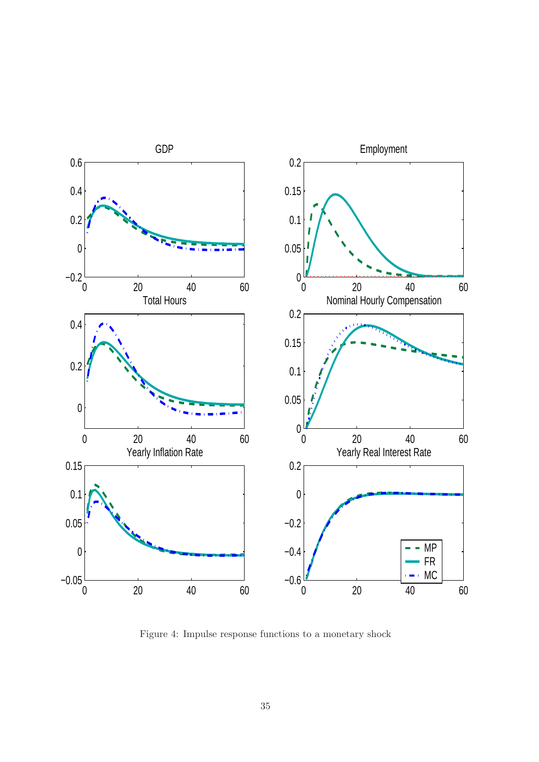Figure 4: Impulse response functions to a monetary shock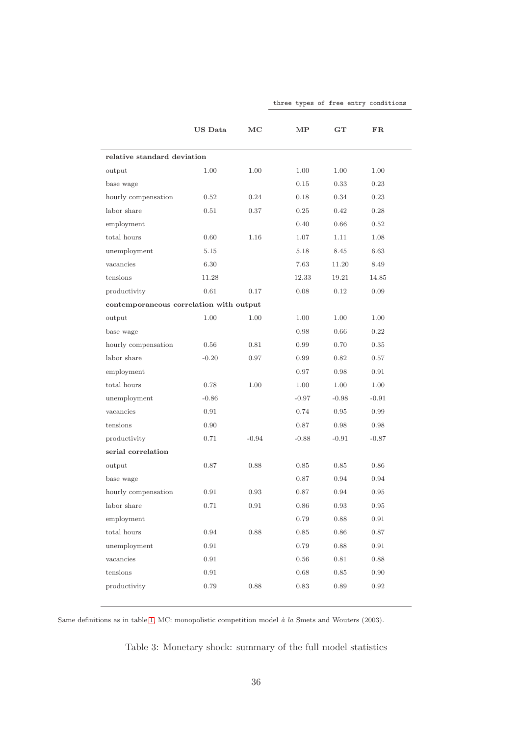|  | US Data | MC | three types of free entry conditions | | |
|---|---|---|---|---|---|
|  |  |  | MP | GT | FR |
| **relative standard deviation** | | | | | |
| output | 1.00 | 1.00 | 1.00 | 1.00 | 1.00 |
| base wage | | | 0.15 | 0.33 | 0.23 |
| hourly compensation | 0.52 | 0.24 | 0.18 | 0.34 | 0.23 |
| labor share | 0.51 | 0.37 | 0.25 | 0.42 | 0.28 |
| employment | | | 0.40 | 0.66 | 0.52 |
| total hours | 0.60 | 1.16 | 1.07 | 1.11 | 1.08 |
| unemployment | 5.15 | | 5.18 | 8.45 | 6.63 |
| vacancies | 6.30 | | 7.63 | 11.20 | 8.49 |
| tensions | 11.28 | | 12.33 | 19.21 | 14.85 |
| productivity | 0.61 | 0.17 | 0.08 | 0.12 | 0.09 |
| **contemporaneous correlation with output** | | | | | |
| output | 1.00 | 1.00 | 1.00 | 1.00 | 1.00 |
| base wage | | | 0.98 | 0.66 | 0.22 |
| hourly compensation | 0.56 | 0.81 | 0.99 | 0.70 | 0.35 |
| labor share | -0.20 | 0.97 | 0.99 | 0.82 | 0.57 |
| employment | | | 0.97 | 0.98 | 0.91 |
| total hours | 0.78 | 1.00 | 1.00 | 1.00 | 1.00 |
| unemployment | -0.86 | | -0.97 | -0.98 | -0.91 |
| vacancies | 0.91 | | 0.74 | 0.95 | 0.99 |
| tensions | 0.90 | | 0.87 | 0.98 | 0.98 |
| productivity | 0.71 | -0.94 | -0.88 | -0.91 | -0.87 |
| **serial correlation** | | | | | |
| output | 0.87 | 0.88 | 0.85 | 0.85 | 0.86 |
| base wage | | | 0.87 | 0.94 | 0.94 |
| hourly compensation | 0.91 | 0.93 | 0.87 | 0.94 | 0.95 |
| labor share | 0.71 | 0.91 | 0.86 | 0.93 | 0.95 |
| employment | | | 0.79 | 0.88 | 0.91 |
| total hours | 0.94 | 0.88 | 0.85 | 0.86 | 0.87 |
| unemployment | 0.91 | | 0.79 | 0.88 | 0.91 |
| vacancies | 0.91 | | 0.56 | 0.81 | 0.88 |
| tensions | 0.91 | | 0.68 | 0.85 | 0.90 |
| productivity | 0.79 | 0.88 | 0.83 | 0.89 | 0.92 |

Same definitions as in table 1. MC: monopolistic competition model *à la* Smets and Wouters (2003).

Table 3: Monetary shock: summary of the full model statistics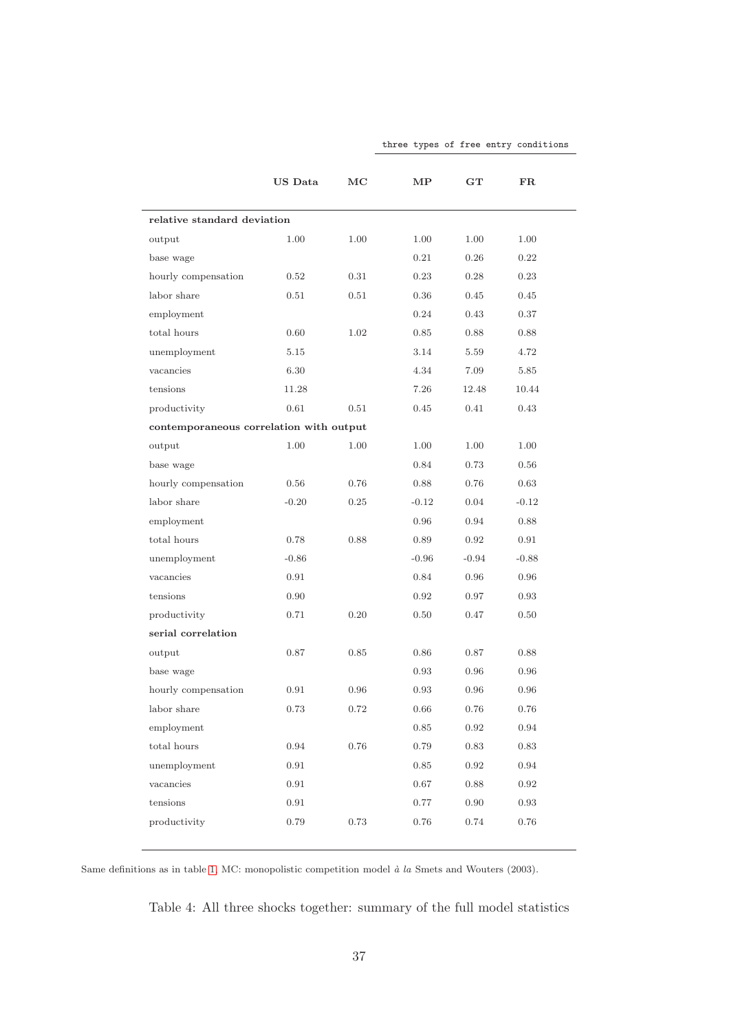| | US Data | MC | MP | GT | FR |
|---|---|---|---|---|---|
| | | | three types of free entry conditions | | |
| **relative standard deviation** | | | | | |
| output | 1.00 | 1.00 | 1.00 | 1.00 | 1.00 |
| base wage | | | 0.21 | 0.26 | 0.22 |
| hourly compensation | 0.52 | 0.31 | 0.23 | 0.28 | 0.23 |
| labor share | 0.51 | 0.51 | 0.36 | 0.45 | 0.45 |
| employment | | | 0.24 | 0.43 | 0.37 |
| total hours | 0.60 | 1.02 | 0.85 | 0.88 | 0.88 |
| unemployment | 5.15 | | 3.14 | 5.59 | 4.72 |
| vacancies | 6.30 | | 4.34 | 7.09 | 5.85 |
| tensions | 11.28 | | 7.26 | 12.48 | 10.44 |
| productivity | 0.61 | 0.51 | 0.45 | 0.41 | 0.43 |
| **contemporaneous correlation with output** | | | | | |
| output | 1.00 | 1.00 | 1.00 | 1.00 | 1.00 |
| base wage | | | 0.84 | 0.73 | 0.56 |
| hourly compensation | 0.56 | 0.76 | 0.88 | 0.76 | 0.63 |
| labor share | -0.20 | 0.25 | -0.12 | 0.04 | -0.12 |
| employment | | | 0.96 | 0.94 | 0.88 |
| total hours | 0.78 | 0.88 | 0.89 | 0.92 | 0.91 |
| unemployment | -0.86 | | -0.96 | -0.94 | -0.88 |
| vacancies | 0.91 | | 0.84 | 0.96 | 0.96 |
| tensions | 0.90 | | 0.92 | 0.97 | 0.93 |
| productivity | 0.71 | 0.20 | 0.50 | 0.47 | 0.50 |
| **serial correlation** | | | | | |
| output | 0.87 | 0.85 | 0.86 | 0.87 | 0.88 |
| base wage | | | 0.93 | 0.96 | 0.96 |
| hourly compensation | 0.91 | 0.96 | 0.93 | 0.96 | 0.96 |
| labor share | 0.73 | 0.72 | 0.66 | 0.76 | 0.76 |
| employment | | | 0.85 | 0.92 | 0.94 |
| total hours | 0.94 | 0.76 | 0.79 | 0.83 | 0.83 |
| unemployment | 0.91 | | 0.85 | 0.92 | 0.94 |
| vacancies | 0.91 | | 0.67 | 0.88 | 0.92 |
| tensions | 0.91 | | 0.77 | 0.90 | 0.93 |
| productivity | 0.79 | 0.73 | 0.76 | 0.74 | 0.76 |

Same definitions as in table 1. MC: monopolistic competition model *à la* Smets and Wouters (2003).

Table 4: All three shocks together: summary of the full model statistics